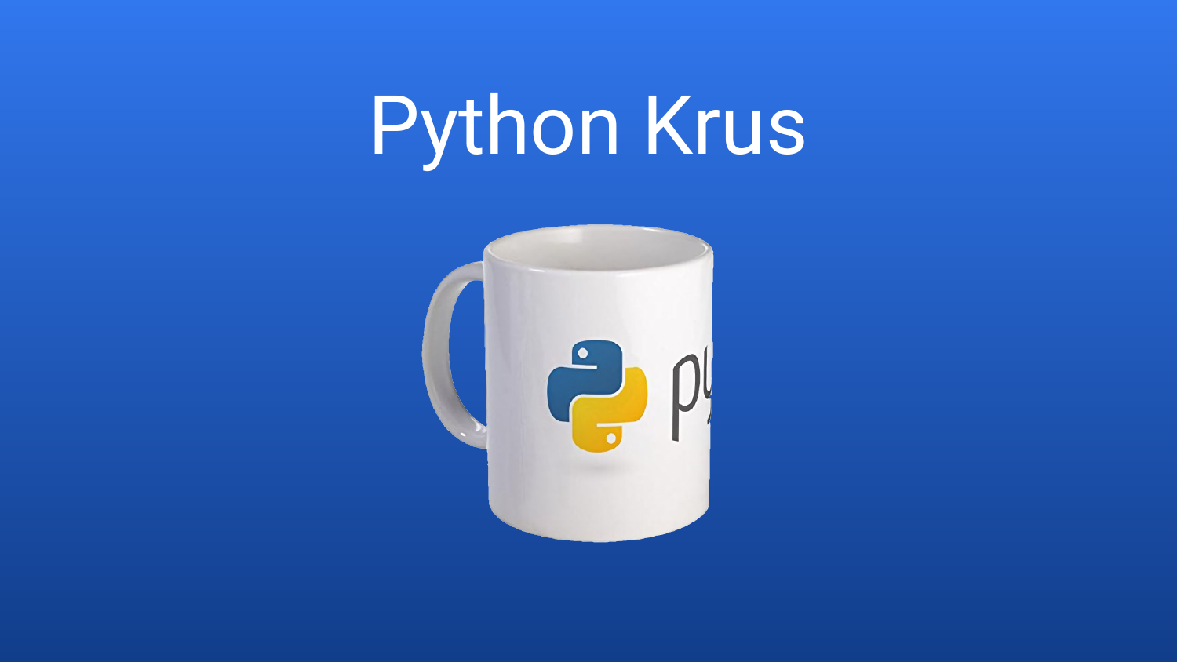# Python Krus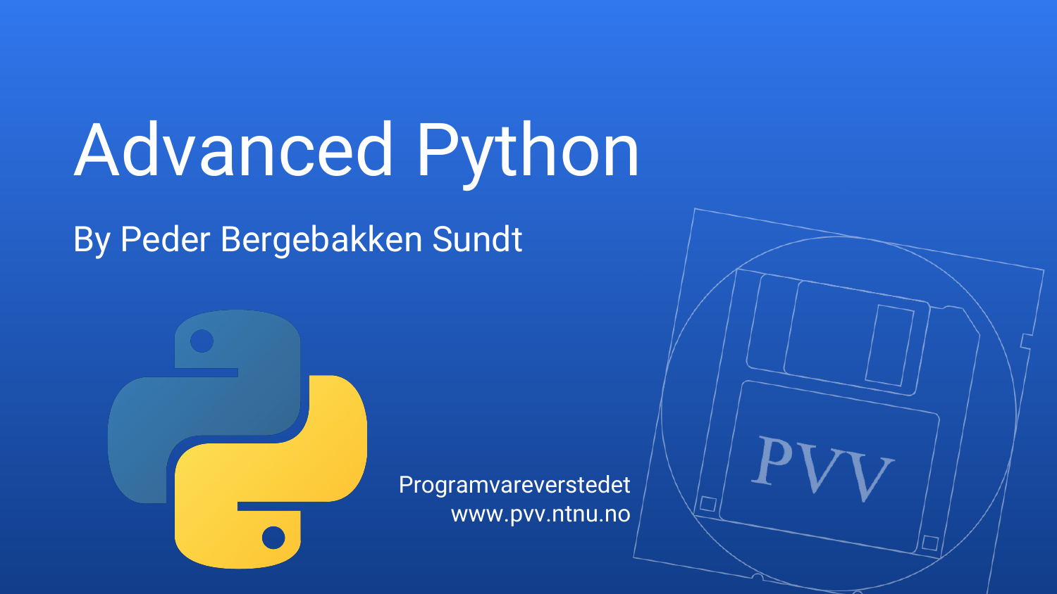# Advanced Python

By Peder Bergebakken Sundt

Programvareverstedet
www.pvv.ntnu.no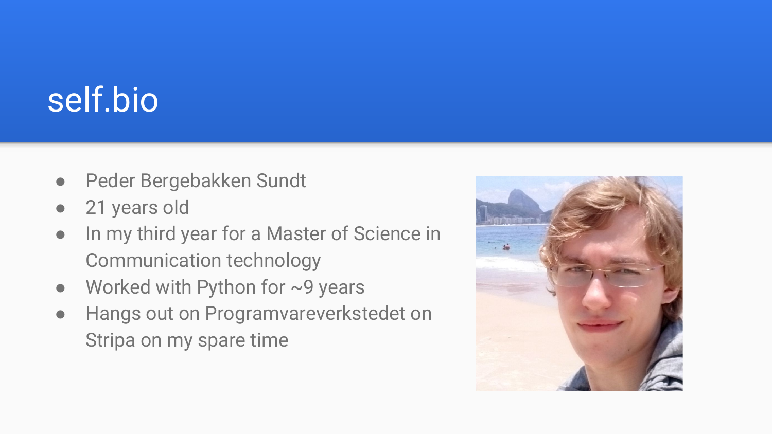# self.bio

- Peder Bergebakken Sundt
- 21 years old
- In my third year for a Master of Science in Communication technology
- Worked with Python for ~9 years
- Hangs out on Programvareverkstedet on Stripa on my spare time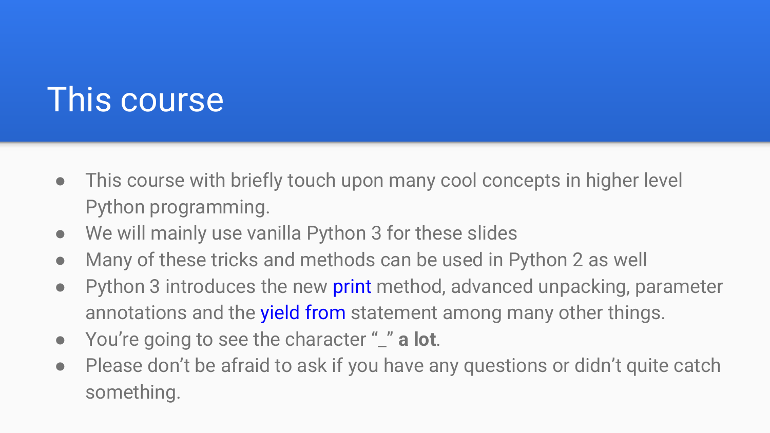# This course

- This course with briefly touch upon many cool concepts in higher level Python programming.
- We will mainly use vanilla Python 3 for these slides
- Many of these tricks and methods can be used in Python 2 as well
- Python 3 introduces the new print method, advanced unpacking, parameter annotations and the yield from statement among many other things.
- You’re going to see the character “_” **a lot**.
- Please don’t be afraid to ask if you have any questions or didn’t quite catch something.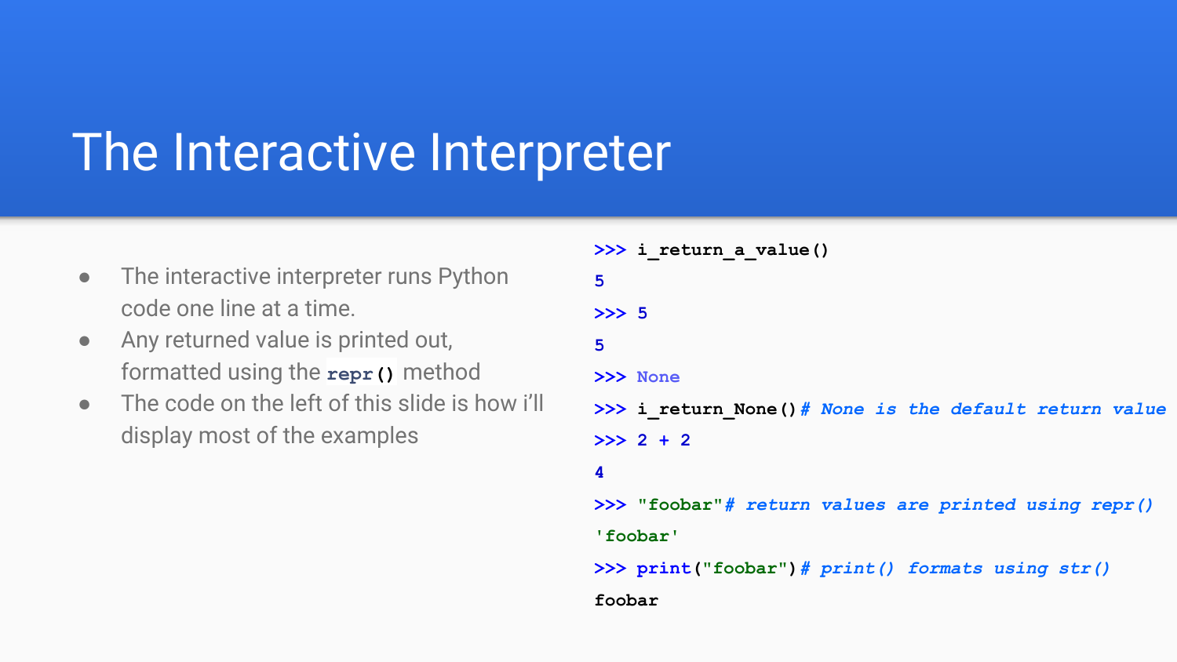# The Interactive Interpreter

- The interactive interpreter runs Python code one line at a time.
- Any returned value is printed out, formatted using the `repr()` method
- The code on the left of this slide is how i'll display most of the examples

```
>>> i_return_a_value()
5
>>> 5
5
>>> None
>>> i_return_None()# None is the default return value
>>> 2 + 2
4
>>> "foobar"# return values are printed using repr()
'foobar'
>>> print("foobar")# print() formats using str()
foobar
```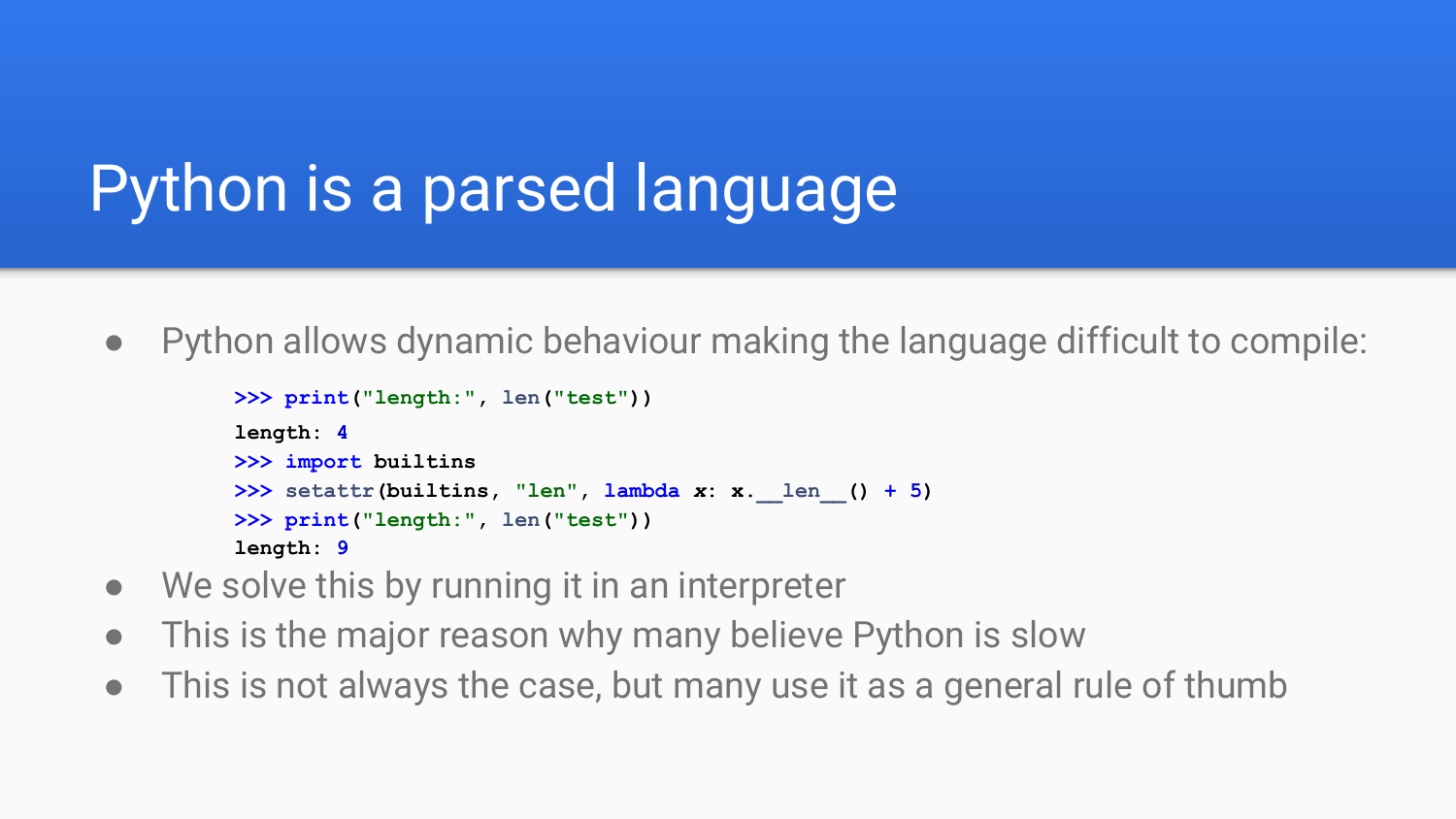# Python is a parsed language

- Python allows dynamic behaviour making the language difficult to compile:

```
>>> print("length:", len("test"))
length: 4
>>> import builtins
>>> setattr(builtins, "len", lambda x: x.__len__() + 5)
>>> print("length:", len("test"))
length: 9
```

- We solve this by running it in an interpreter
- This is the major reason why many believe Python is slow
- This is not always the case, but many use it as a general rule of thumb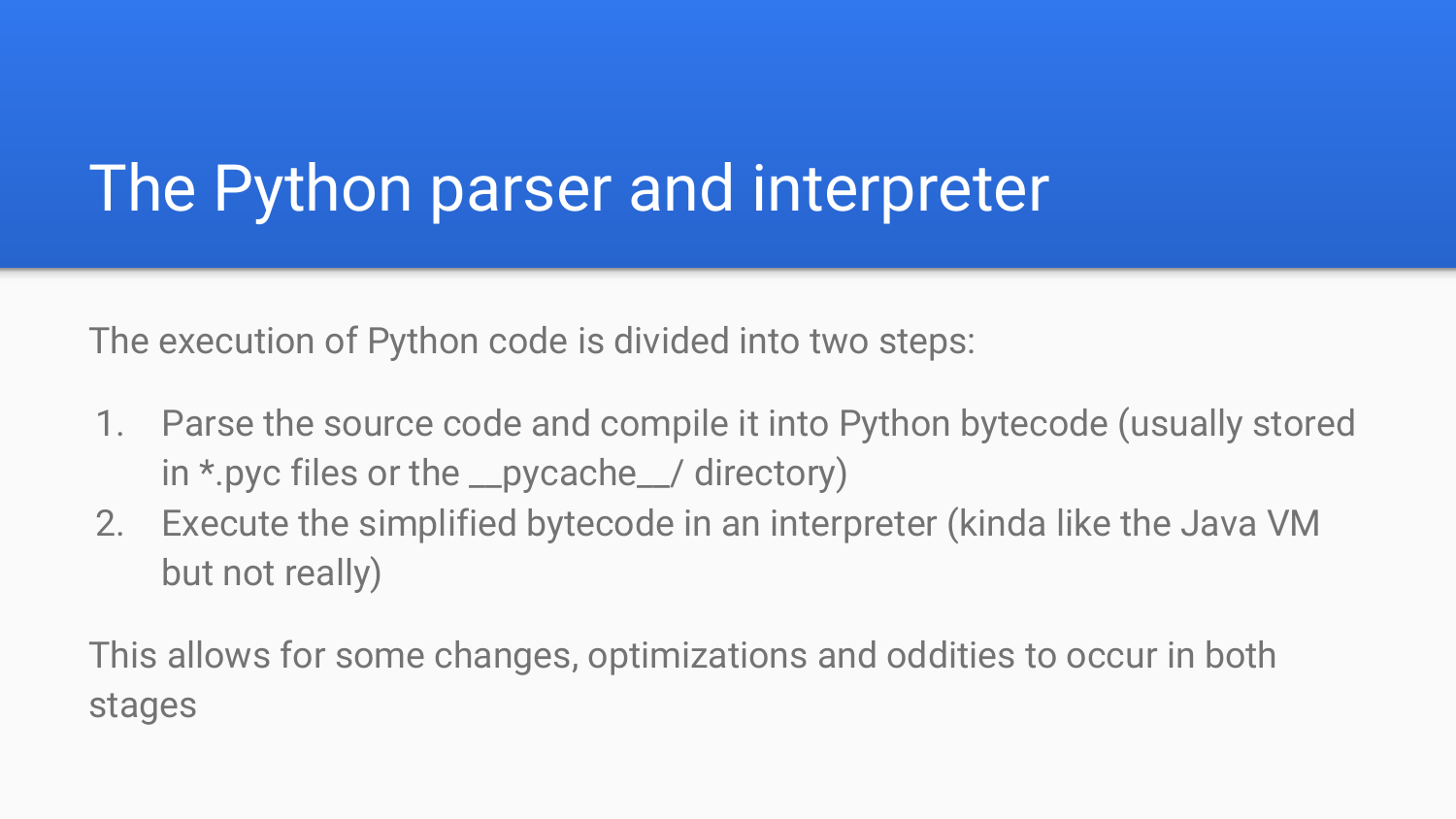# The Python parser and interpreter

The execution of Python code is divided into two steps:

1. Parse the source code and compile it into Python bytecode (usually stored in *.pyc files or the __pycache__/ directory)
2. Execute the simplified bytecode in an interpreter (kinda like the Java VM but not really)

This allows for some changes, optimizations and oddities to occur in both stages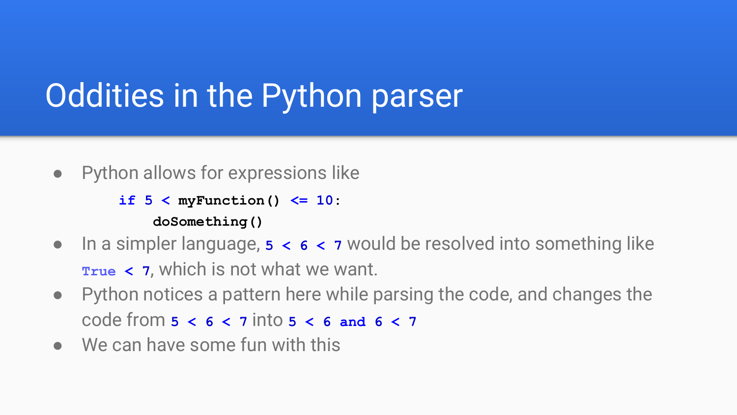# Oddities in the Python parser

- Python allows for expressions like

```
if 5 < myFunction() <= 10:
    doSomething()
```

- In a simpler language, `5 < 6 < 7` would be resolved into something like `True < 7`, which is not what we want.
- Python notices a pattern here while parsing the code, and changes the code from `5 < 6 < 7` into `5 < 6 and 6 < 7`
- We can have some fun with this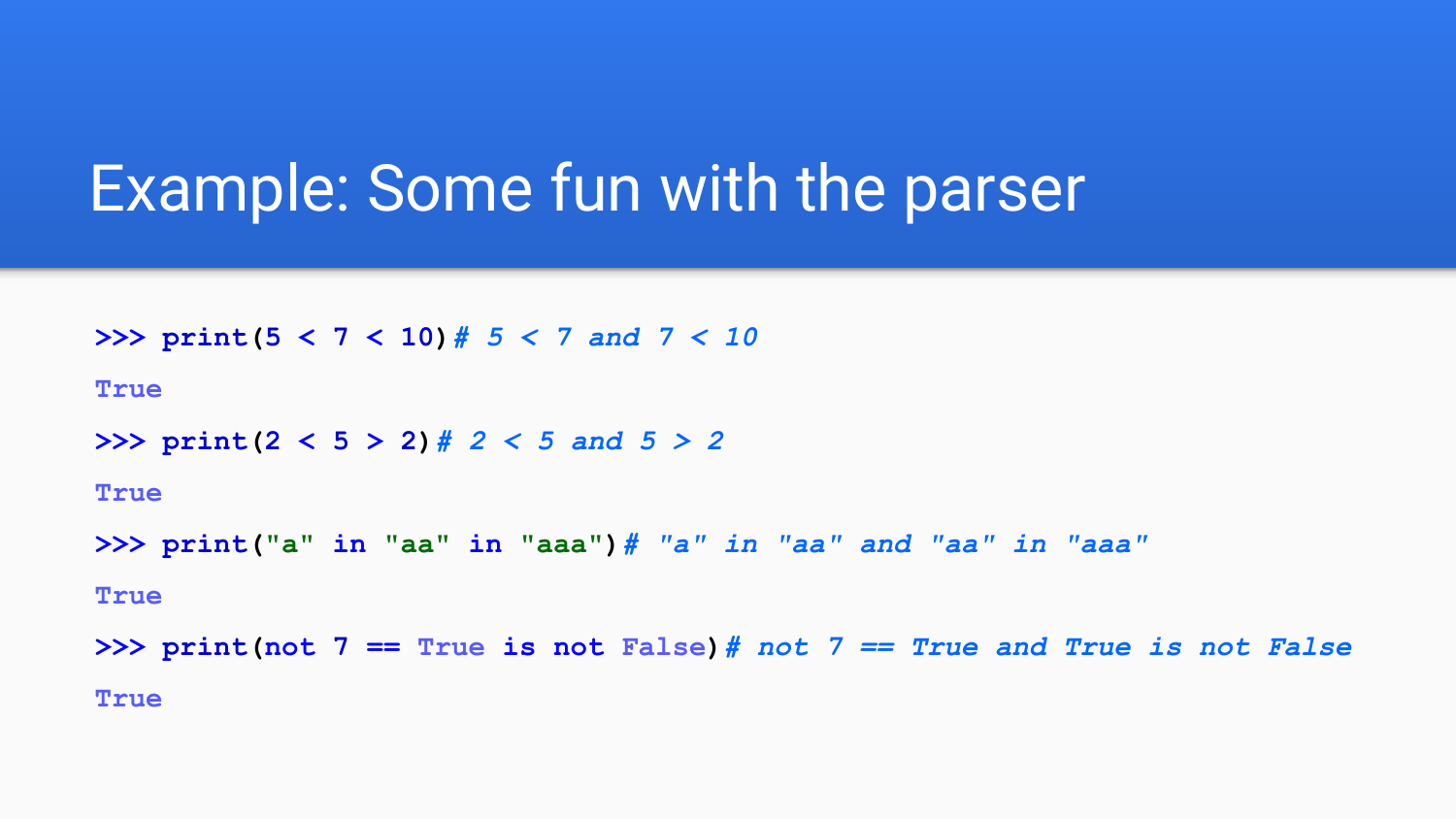# Example: Some fun with the parser

```
>>> print(5 < 7 < 10)# 5 < 7 and 7 < 10
True
>>> print(2 < 5 > 2)# 2 < 5 and 5 > 2
True
>>> print("a" in "aa" in "aaa")# "a" in "aa" and "aa" in "aaa"
True
>>> print(not 7 == True is not False)# not 7 == True and True is not False
True
```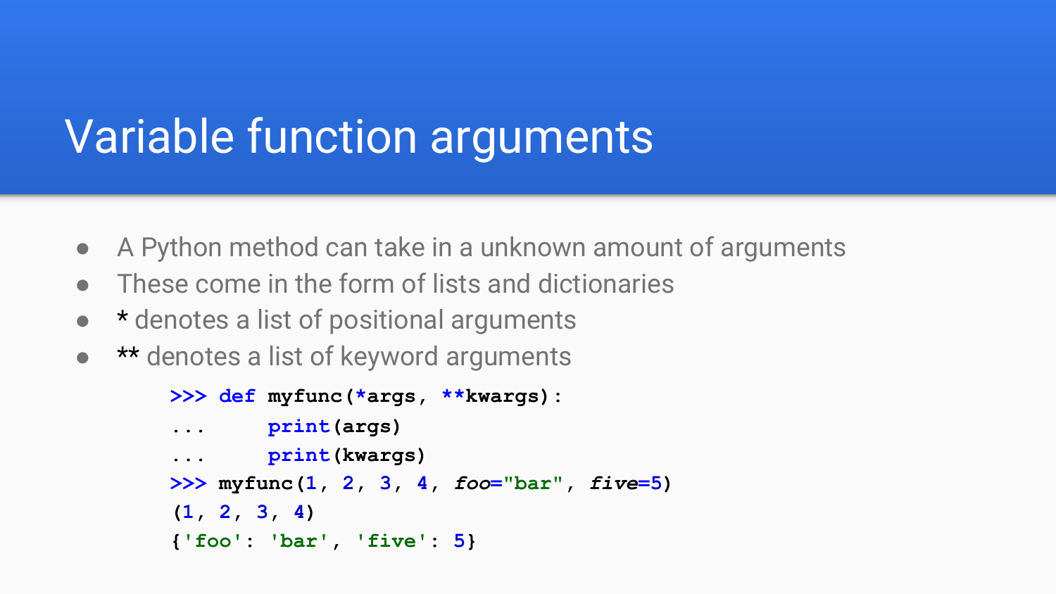# Variable function arguments

- A Python method can take in a unknown amount of arguments
- These come in the form of lists and dictionaries
- * denotes a list of positional arguments
- ** denotes a list of keyword arguments

```
>>> def myfunc(*args, **kwargs):
...     print(args)
...     print(kwargs)
>>> myfunc(1, 2, 3, 4, foo="bar", five=5)
(1, 2, 3, 4)
{'foo': 'bar', 'five': 5}
```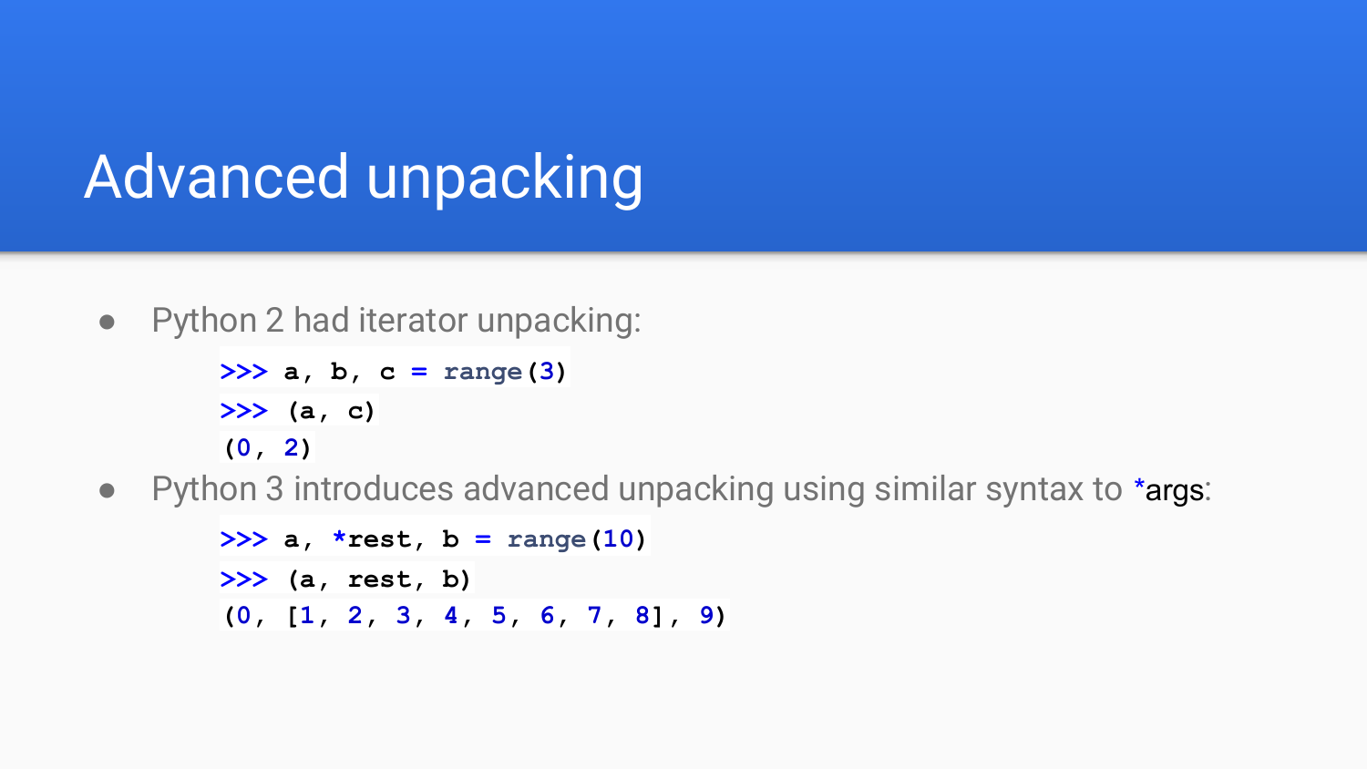# Advanced unpacking

- Python 2 had iterator unpacking:

```
>>> a, b, c = range(3)
>>> (a, c)
(0, 2)
```

- Python 3 introduces advanced unpacking using similar syntax to *args:

```
>>> a, *rest, b = range(10)
>>> (a, rest, b)
(0, [1, 2, 3, 4, 5, 6, 7, 8], 9)
```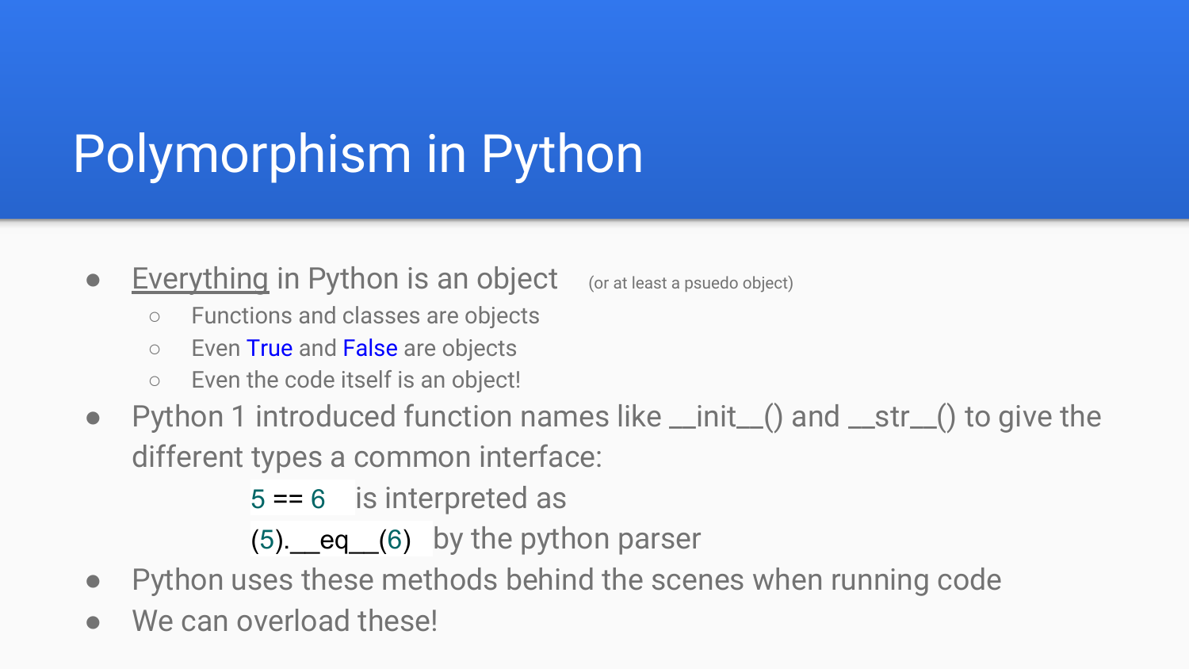# Polymorphism in Python

- <u>Everything</u> in Python is an object (or at least a psuedo object)
  - Functions and classes are objects
  - Even True and False are objects
  - Even the code itself is an object!
- Python 1 introduced function names like __init__() and __str__() to give the different types a common interface:

  `5 == 6` is interpreted as

  `(5).__eq__(6)` by the python parser
- Python uses these methods behind the scenes when running code
- We can overload these!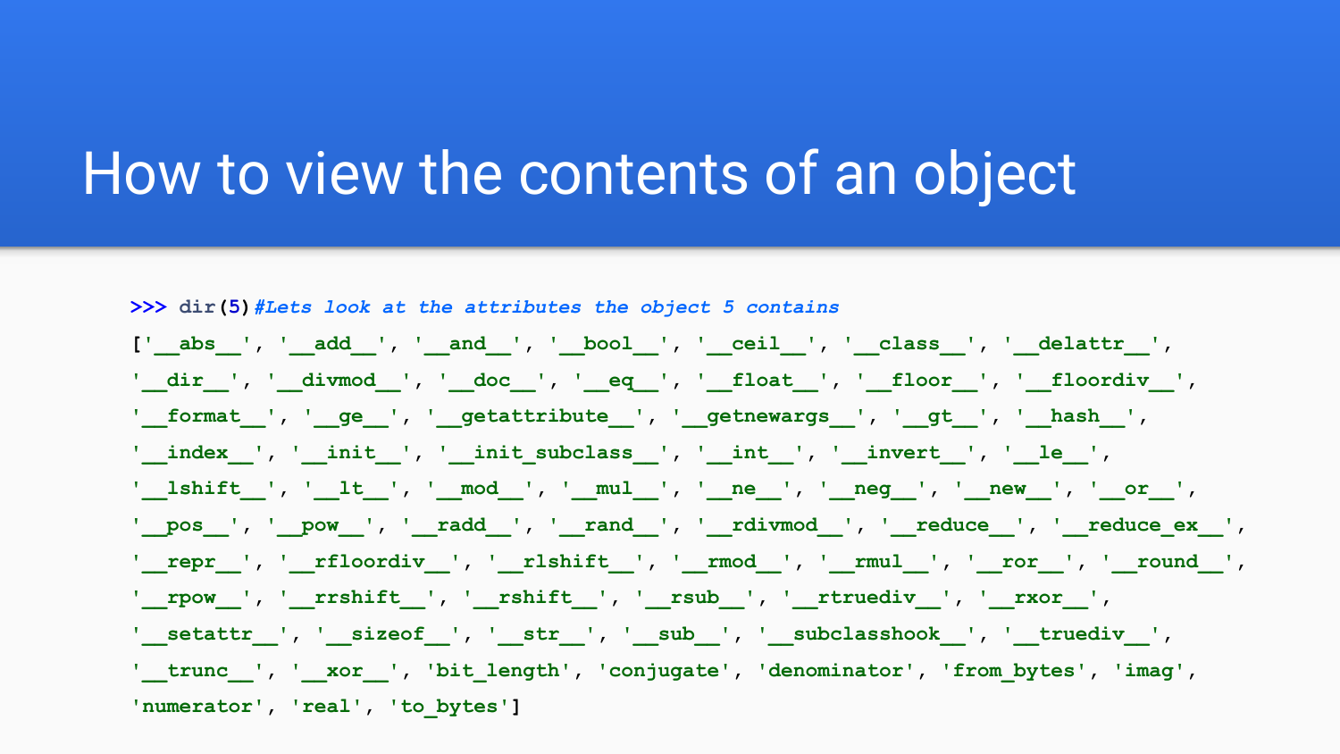# How to view the contents of an object

```
>>> dir(5)#Lets look at the attributes the object 5 contains
['__abs__', '__add__', '__and__', '__bool__', '__ceil__', '__class__', '__delattr__',
'__dir__', '__divmod__', '__doc__', '__eq__', '__float__', '__floor__', '__floordiv__',
'__format__', '__ge__', '__getattribute__', '__getnewargs__', '__gt__', '__hash__',
'__index__', '__init__', '__init_subclass__', '__int__', '__invert__', '__le__',
'__lshift__', '__lt__', '__mod__', '__mul__', '__ne__', '__neg__', '__new__', '__or__',
'__pos__', '__pow__', '__radd__', '__rand__', '__rdivmod__', '__reduce__', '__reduce_ex__',
'__repr__', '__rfloordiv__', '__rlshift__', '__rmod__', '__rmul__', '__ror__', '__round__',
'__rpow__', '__rrshift__', '__rshift__', '__rsub__', '__rtruediv__', '__rxor__',
'__setattr__', '__sizeof__', '__str__', '__sub__', '__subclasshook__', '__truediv__',
'__trunc__', '__xor__', 'bit_length', 'conjugate', 'denominator', 'from_bytes', 'imag',
'numerator', 'real', 'to_bytes']
```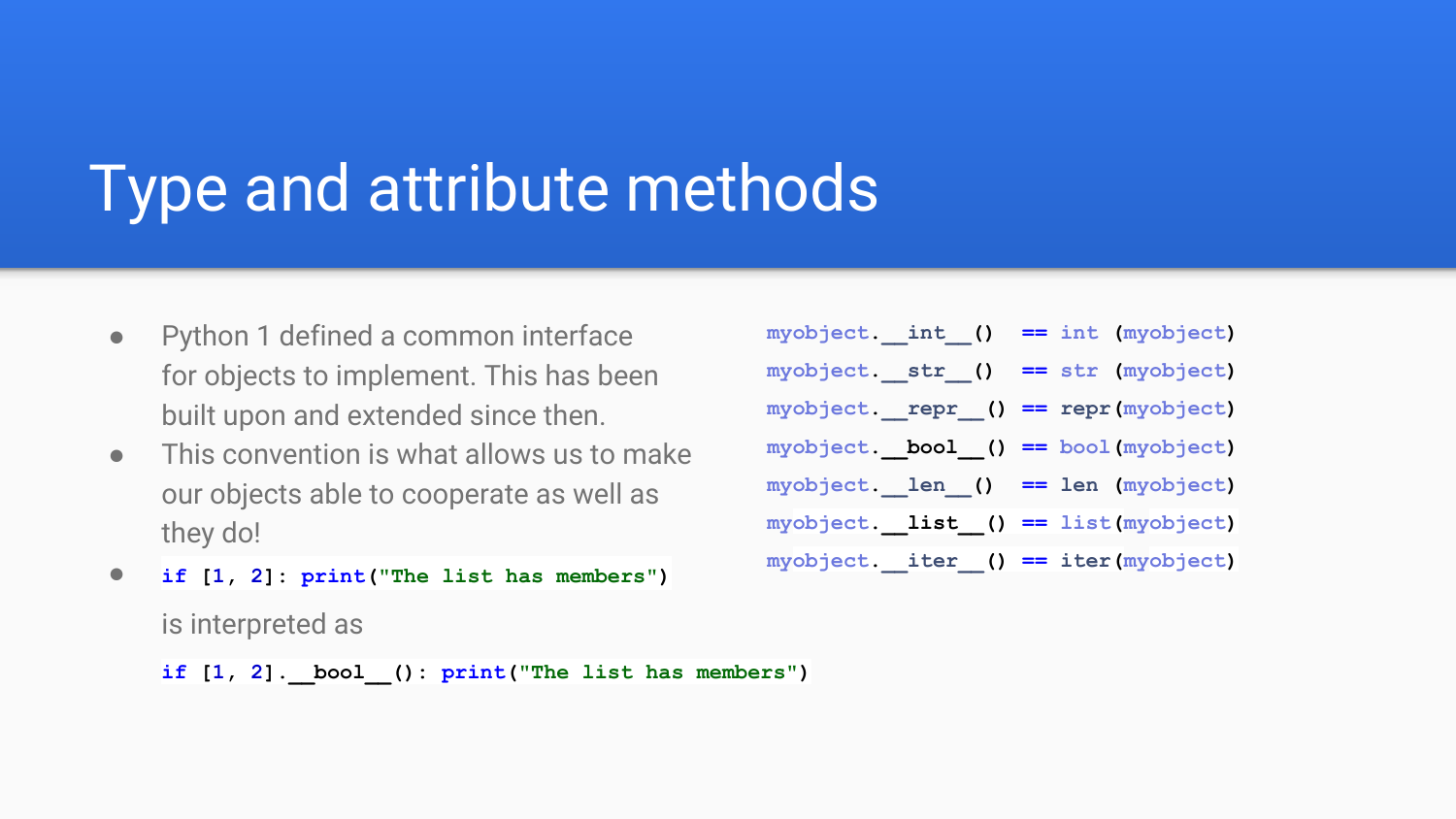# Type and attribute methods

- Python 1 defined a common interface for objects to implement. This has been built upon and extended since then.
- This convention is what allows us to make our objects able to cooperate as well as they do!
- `if [1, 2]: print("The list has members")`

  is interpreted as

  `if [1, 2].__bool__(): print("The list has members")`

```
myobject.__int__()  == int (myobject)
myobject.__str__()  == str (myobject)
myobject.__repr__() == repr(myobject)
myobject.__bool__() == bool(myobject)
myobject.__len__()  == len (myobject)
myobject.__list__() == list(myobject)
myobject.__iter__() == iter(myobject)
```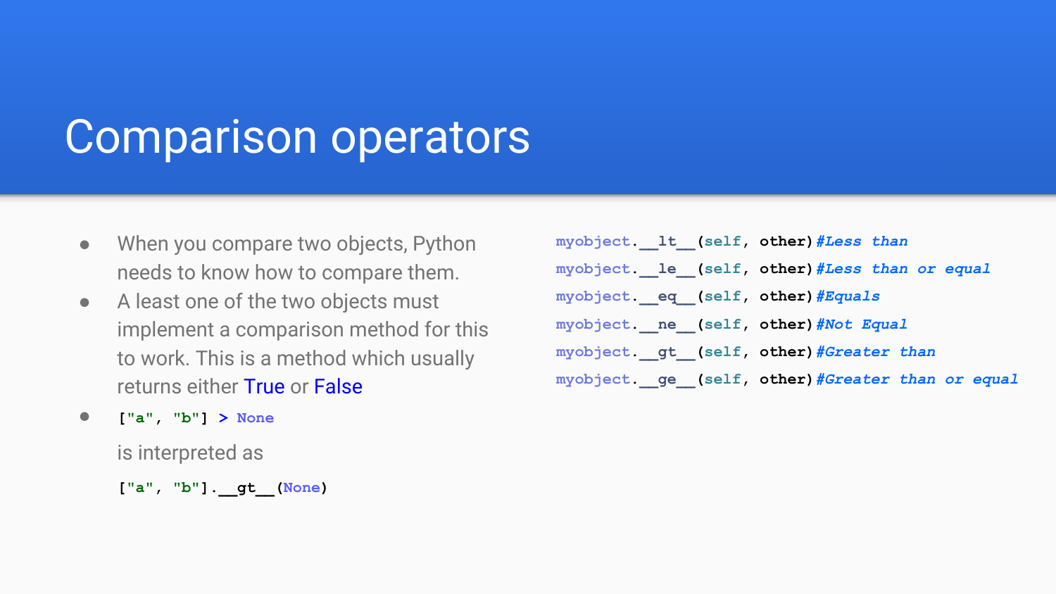# Comparison operators

- When you compare two objects, Python needs to know how to compare them.
- A least one of the two objects must implement a comparison method for this to work. This is a method which usually returns either True or False
- `["a", "b"] > None`

  is interpreted as

  `["a", "b"].__gt__(None)`

```
myobject.__lt__(self, other)#Less than
myobject.__le__(self, other)#Less than or equal
myobject.__eq__(self, other)#Equals
myobject.__ne__(self, other)#Not Equal
myobject.__gt__(self, other)#Greater than
myobject.__ge__(self, other)#Greater than or equal
```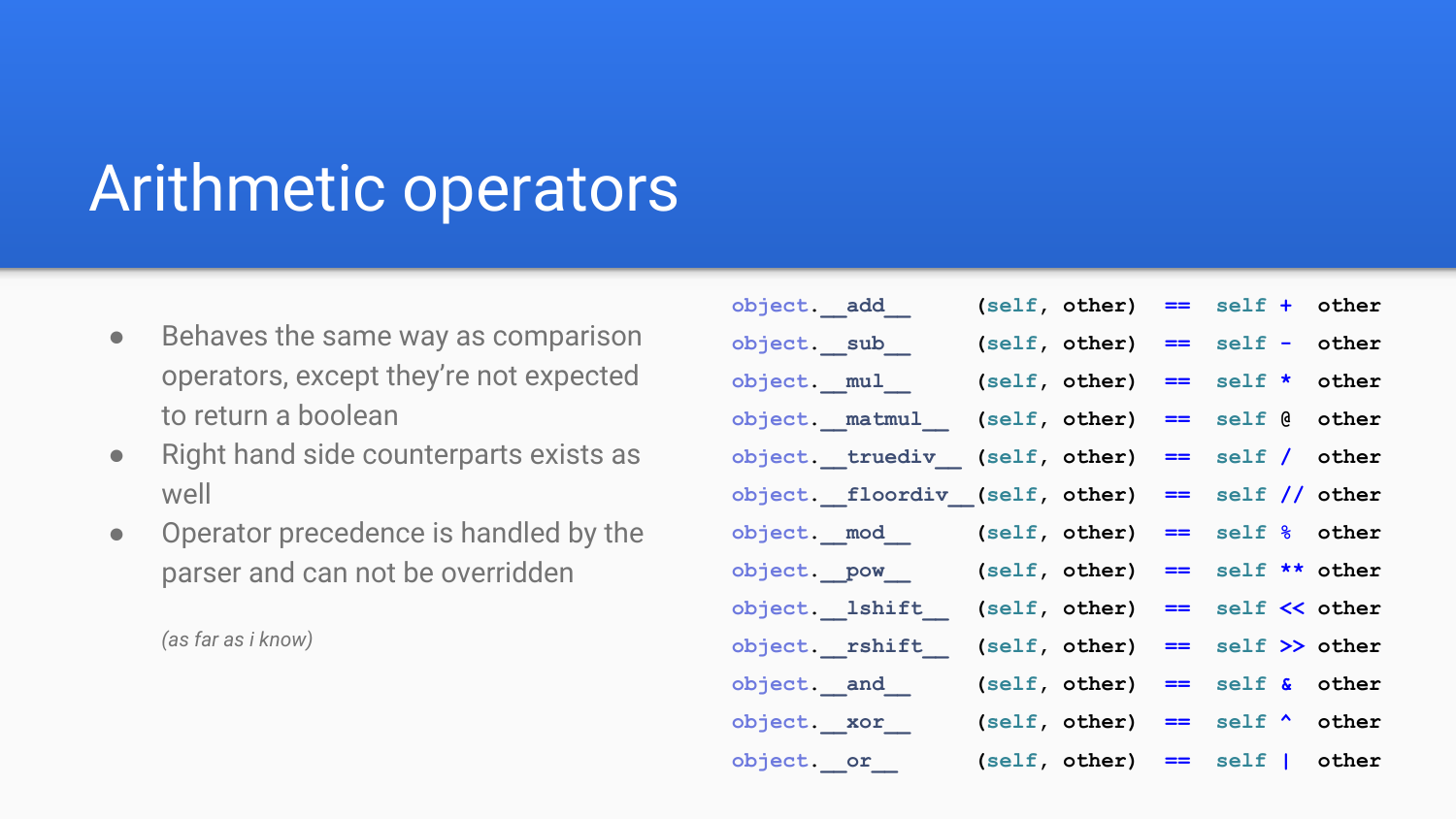# Arithmetic operators

- Behaves the same way as comparison operators, except they're not expected to return a boolean
- Right hand side counterparts exists as well
- Operator precedence is handled by the parser and can not be overridden

*(as far as i know)*

```
object.__add__     (self, other)  ==  self +  other
object.__sub__     (self, other)  ==  self -  other
object.__mul__     (self, other)  ==  self *  other
object.__matmul__  (self, other)  ==  self @  other
object.__truediv__ (self, other)  ==  self /  other
object.__floordiv__(self, other)  ==  self // other
object.__mod__     (self, other)  ==  self %  other
object.__pow__     (self, other)  ==  self ** other
object.__lshift__  (self, other)  ==  self << other
object.__rshift__  (self, other)  ==  self >> other
object.__and__     (self, other)  ==  self &  other
object.__xor__     (self, other)  ==  self ^  other
object.__or__      (self, other)  ==  self |  other
```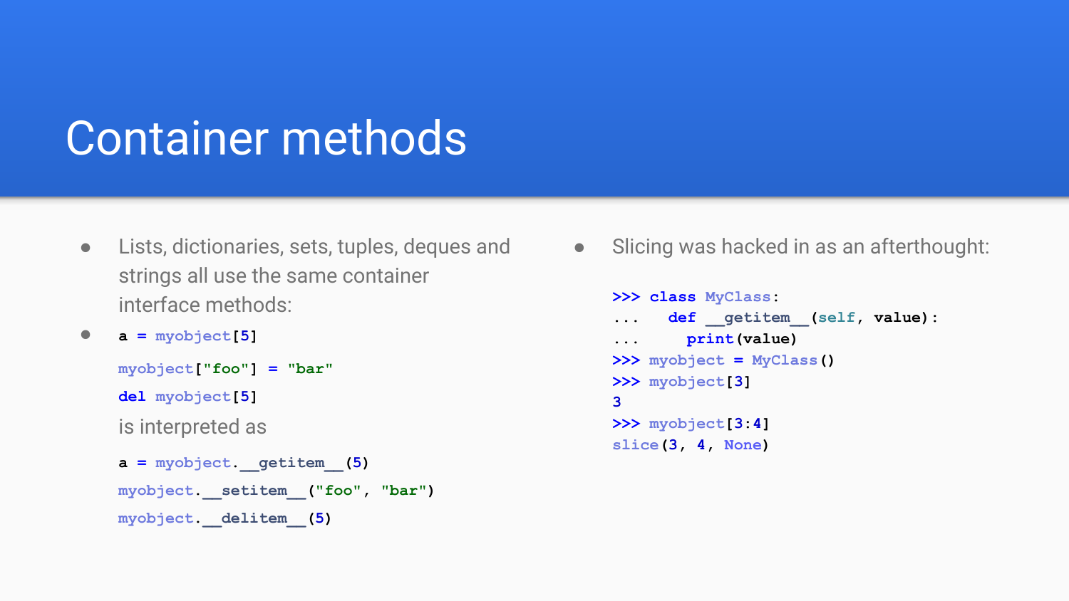# Container methods

- Lists, dictionaries, sets, tuples, deques and strings all use the same container interface methods:
- ```
  a = myobject[5]
  myobject["foo"] = "bar"
  del myobject[5]
  ```

  is interpreted as

  ```
  a = myobject.__getitem__(5)
  myobject.__setitem__("foo", "bar")
  myobject.__delitem__(5)
  ```

- Slicing was hacked in as an afterthought:

```
>>> class MyClass:
...   def __getitem__(self, value):
...     print(value)
>>> myobject = MyClass()
>>> myobject[3]
3
>>> myobject[3:4]
slice(3, 4, None)
```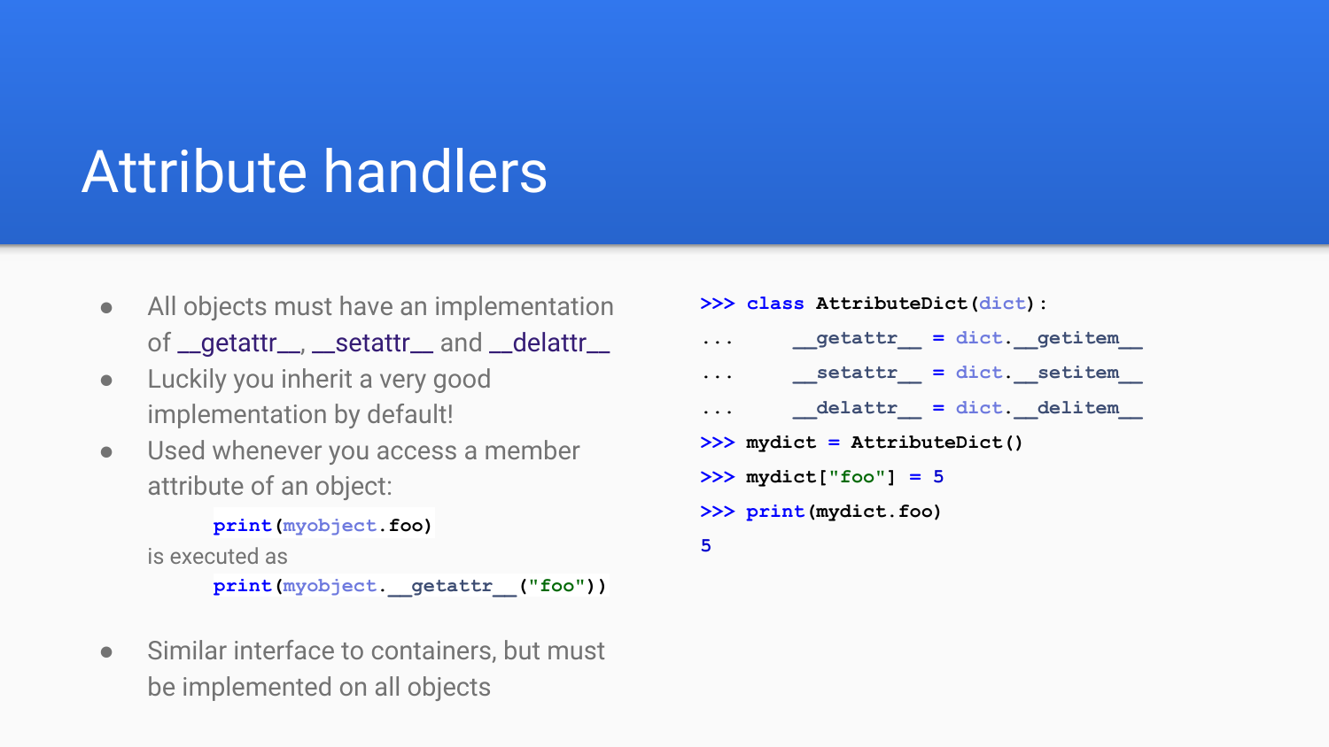# Attribute handlers

- All objects must have an implementation of `__getattr__`, `__setattr__` and `__delattr__`
- Luckily you inherit a very good implementation by default!
- Used whenever you access a member attribute of an object:

  ```
  print(myobject.foo)
  ```

  is executed as

  ```
  print(myobject.__getattr__("foo"))
  ```

- Similar interface to containers, but must be implemented on all objects

```
>>> class AttributeDict(dict):
...     __getattr__ = dict.__getitem__
...     __setattr__ = dict.__setitem__
...     __delattr__ = dict.__delitem__
>>> mydict = AttributeDict()
>>> mydict["foo"] = 5
>>> print(mydict.foo)
5
```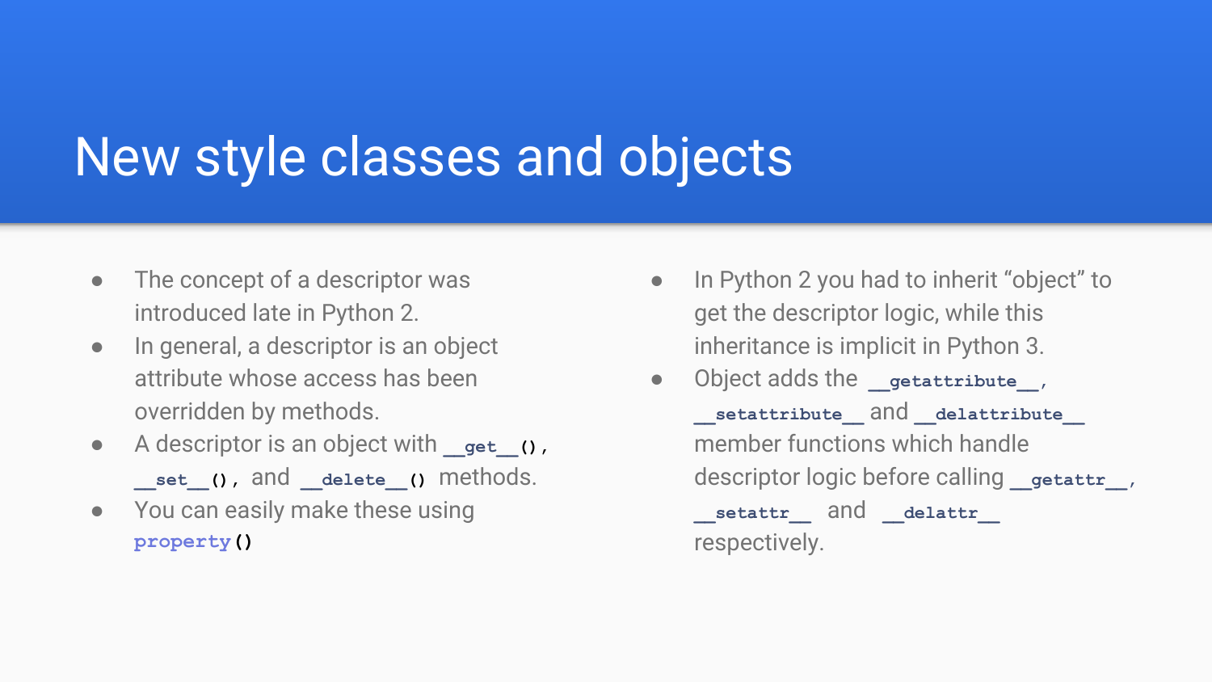# New style classes and objects

- The concept of a descriptor was introduced late in Python 2.
- In general, a descriptor is an object attribute whose access has been overridden by methods.
- A descriptor is an object with `__get__()`, `__set__()`, and `__delete__()` methods.
- You can easily make these using `property()`

- In Python 2 you had to inherit “object” to get the descriptor logic, while this inheritance is implicit in Python 3.
- Object adds the `__getattribute__`, `__setattribute__` and `__delattribute__` member functions which handle descriptor logic before calling `__getattr__`, `__setattr__` and `__delattr__` respectively.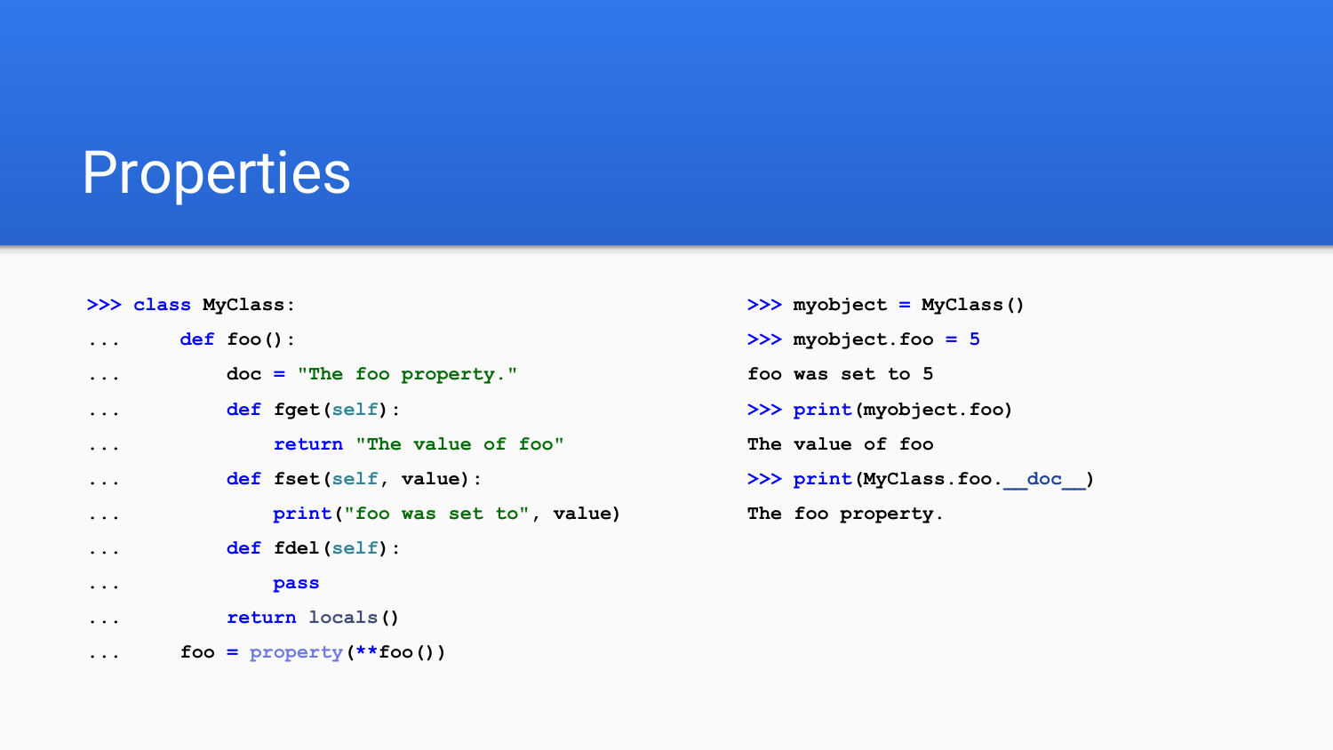# Properties

```
>>> class MyClass:
...     def foo():
...         doc = "The foo property."
...         def fget(self):
...             return "The value of foo"
...         def fset(self, value):
...             print("foo was set to", value)
...         def fdel(self):
...             pass
...         return locals()
...     foo = property(**foo())
```

```
>>> myobject = MyClass()
>>> myobject.foo = 5
foo was set to 5
>>> print(myobject.foo)
The value of foo
>>> print(MyClass.foo.__doc__)
The foo property.
```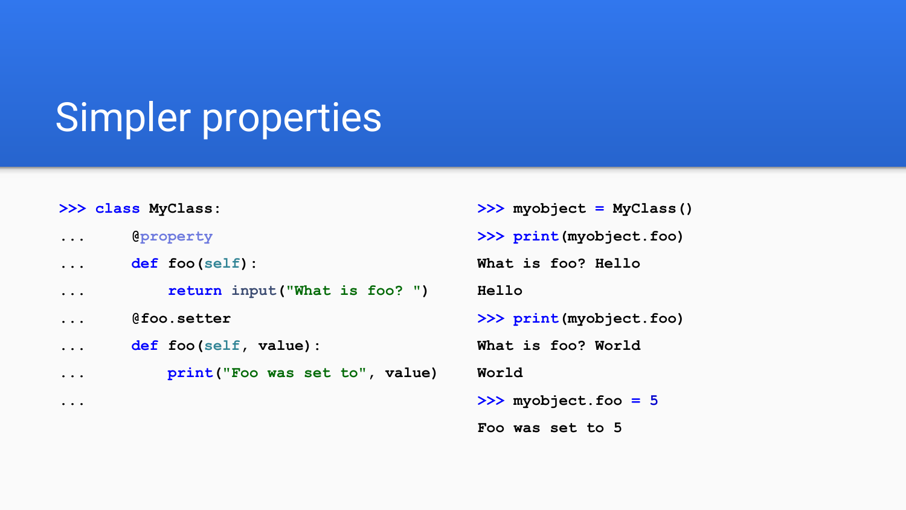# Simpler properties

```python
>>> class MyClass:
...     @property
...     def foo(self):
...         return input("What is foo? ")
...     @foo.setter
...     def foo(self, value):
...         print("Foo was set to", value)
...
```

```python
>>> myobject = MyClass()
>>> print(myobject.foo)
What is foo? Hello
Hello
>>> print(myobject.foo)
What is foo? World
World
>>> myobject.foo = 5
Foo was set to 5
```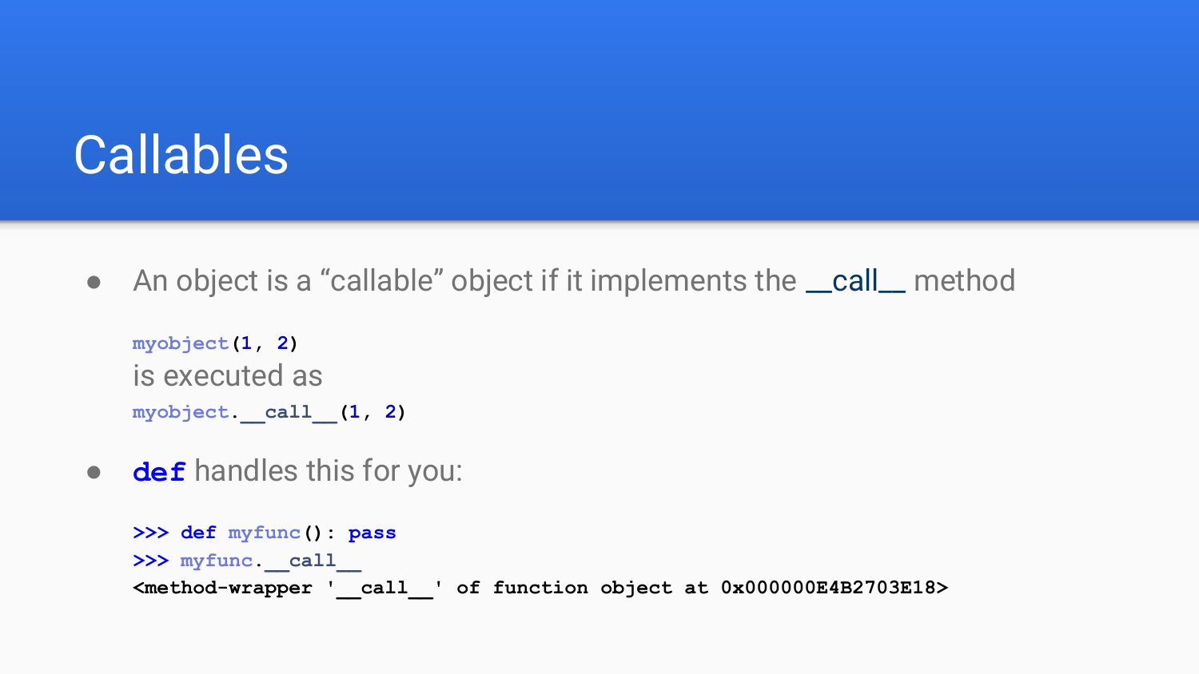# Callables

- An object is a “callable” object if it implements the `__call__` method

  ```
  myobject(1, 2)
  ```

  is executed as

  ```
  myobject.__call__(1, 2)
  ```

- `def` handles this for you:

  ```
  >>> def myfunc(): pass
  >>> myfunc.__call__
  <method-wrapper '__call__' of function object at 0x000000E4B2703E18>
  ```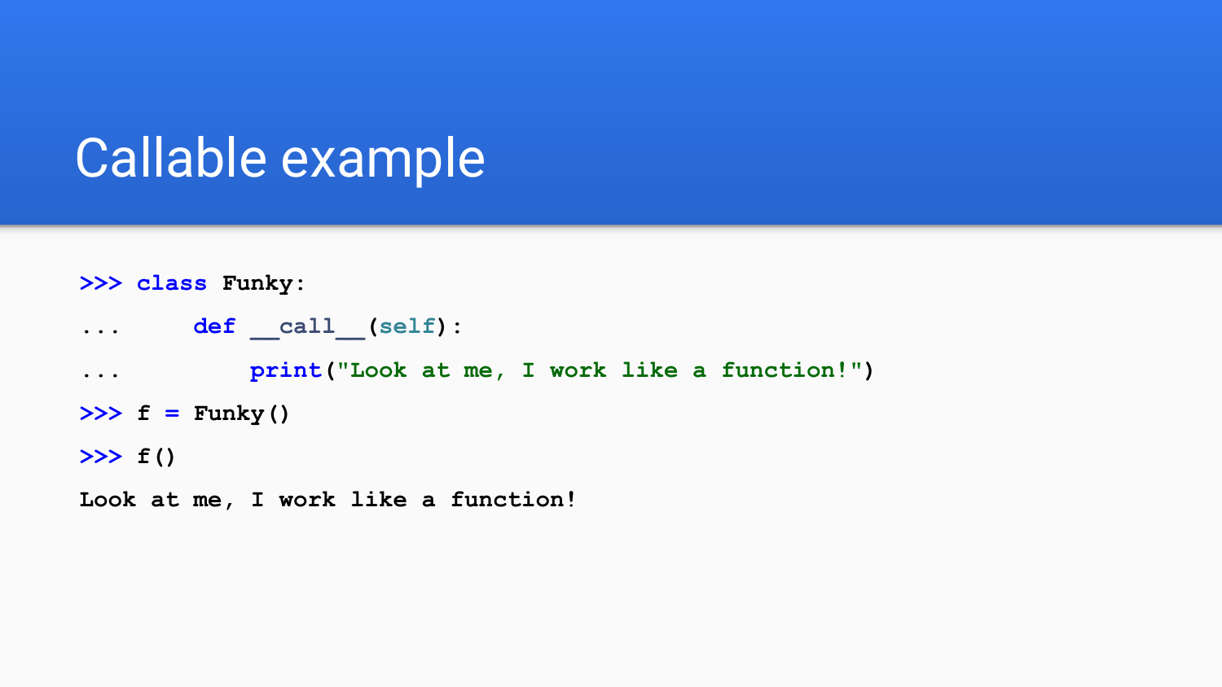# Callable example

```
>>> class Funky:
...     def __call__(self):
...         print("Look at me, I work like a function!")
>>> f = Funky()
>>> f()
Look at me, I work like a function!
```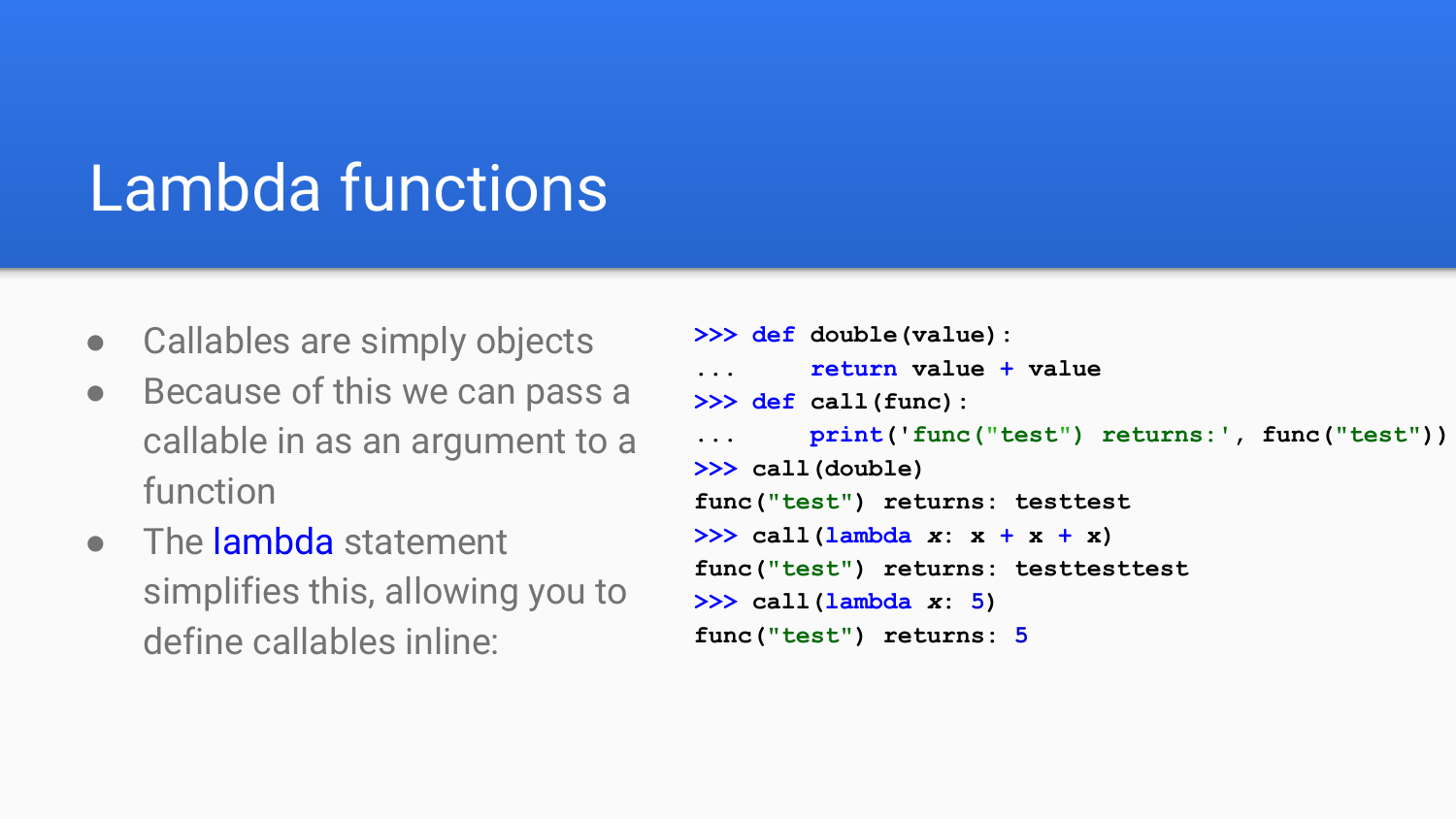# Lambda functions

- Callables are simply objects
- Because of this we can pass a callable in as an argument to a function
- The lambda statement simplifies this, allowing you to define callables inline:

```
>>> def double(value):
...     return value + value
>>> def call(func):
...     print('func("test") returns:', func("test"))
>>> call(double)
func("test") returns: testtest
>>> call(lambda x: x + x + x)
func("test") returns: testtesttest
>>> call(lambda x: 5)
func("test") returns: 5
```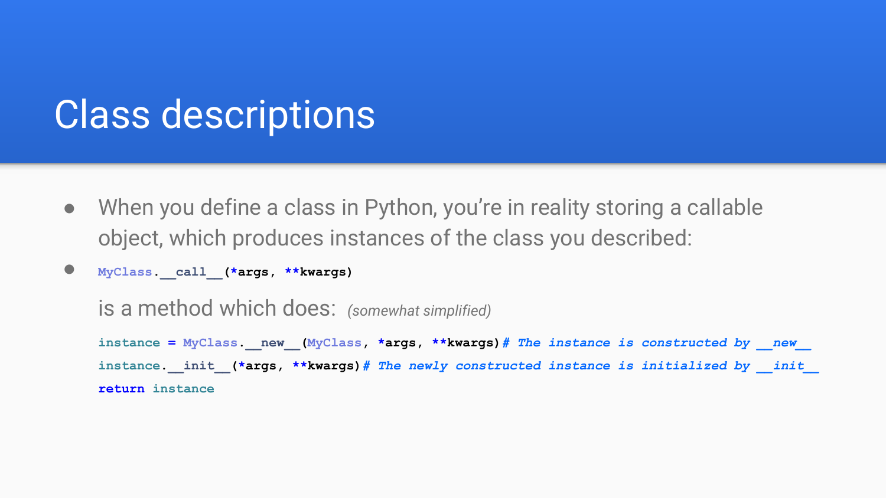# Class descriptions

- When you define a class in Python, you're in reality storing a callable object, which produces instances of the class you described:
- `MyClass.__call__(*args, **kwargs)`

  is a method which does: *(somewhat simplified)*

```
instance = MyClass.__new__(MyClass, *args, **kwargs)# The instance is constructed by __new__
instance.__init__(*args, **kwargs)# The newly constructed instance is initialized by __init__
return instance
```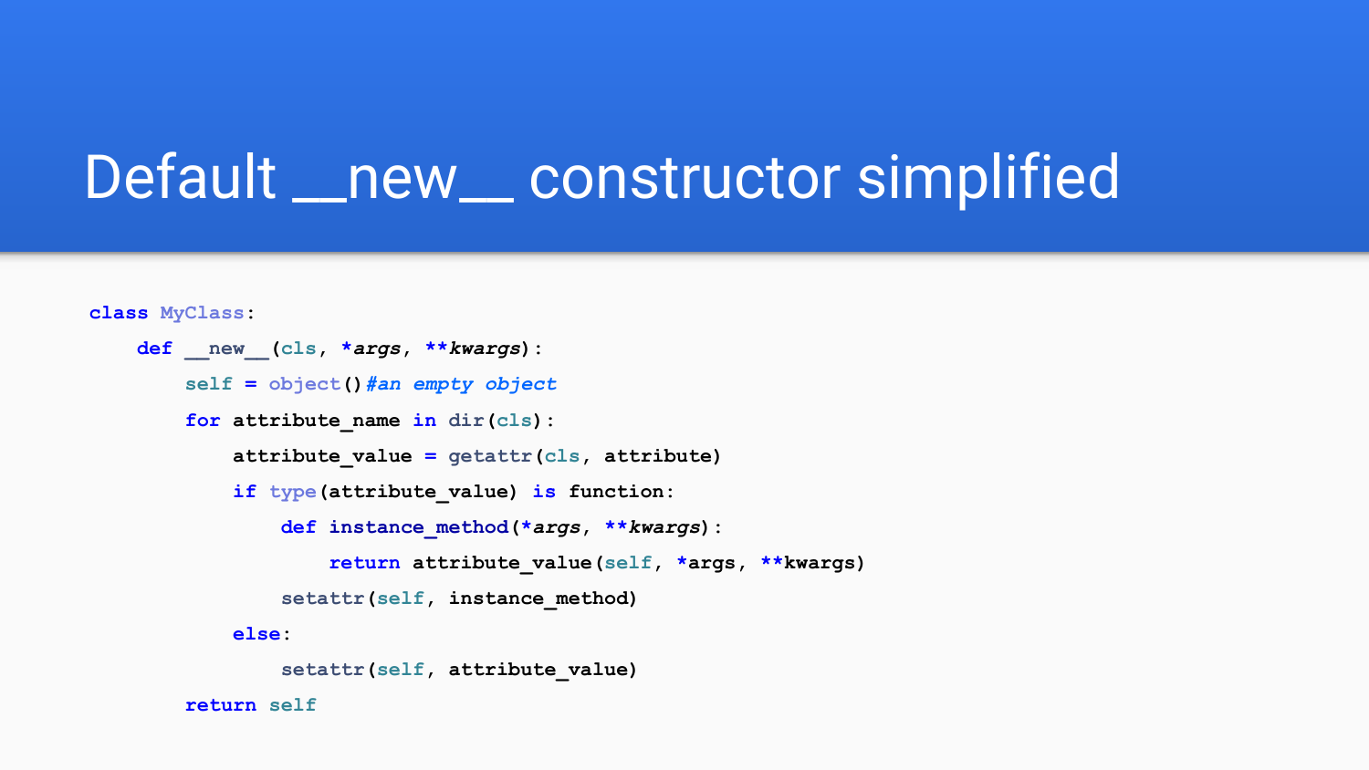# Default __new__ constructor simplified

```
class MyClass:
    def __new__(cls, *args, **kwargs):
        self = object()#an empty object
        for attribute_name in dir(cls):
            attribute_value = getattr(cls, attribute)
            if type(attribute_value) is function:
                def instance_method(*args, **kwargs):
                    return attribute_value(self, *args, **kwargs)
                setattr(self, instance_method)
            else:
                setattr(self, attribute_value)
        return self
```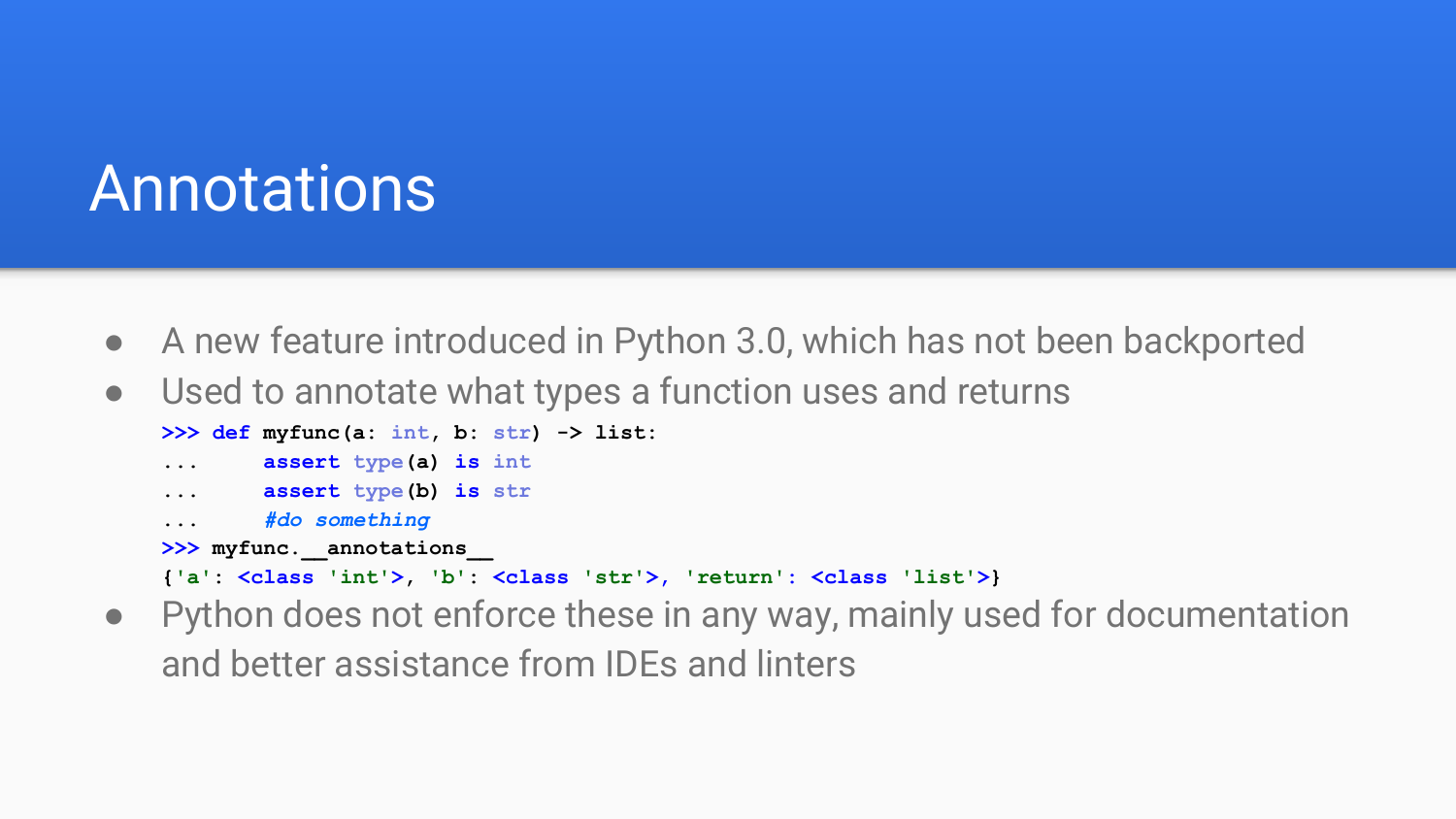# Annotations

- A new feature introduced in Python 3.0, which has not been backported
- Used to annotate what types a function uses and returns

```
>>> def myfunc(a: int, b: str) -> list:
...     assert type(a) is int
...     assert type(b) is str
...     #do something
>>> myfunc.__annotations__
{'a': <class 'int'>, 'b': <class 'str'>, 'return': <class 'list'>}
```

- Python does not enforce these in any way, mainly used for documentation and better assistance from IDEs and linters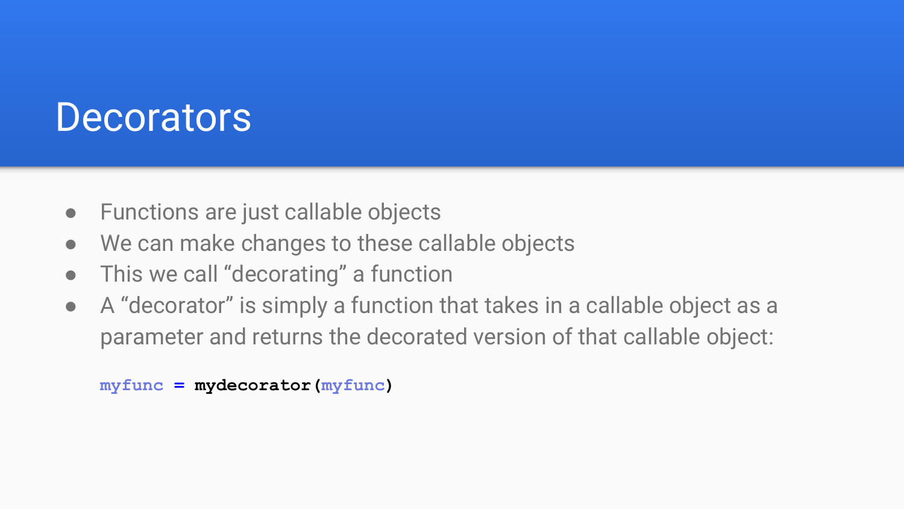# Decorators

- Functions are just callable objects
- We can make changes to these callable objects
- This we call “decorating” a function
- A “decorator” is simply a function that takes in a callable object as a parameter and returns the decorated version of that callable object:

```
myfunc = mydecorator(myfunc)
```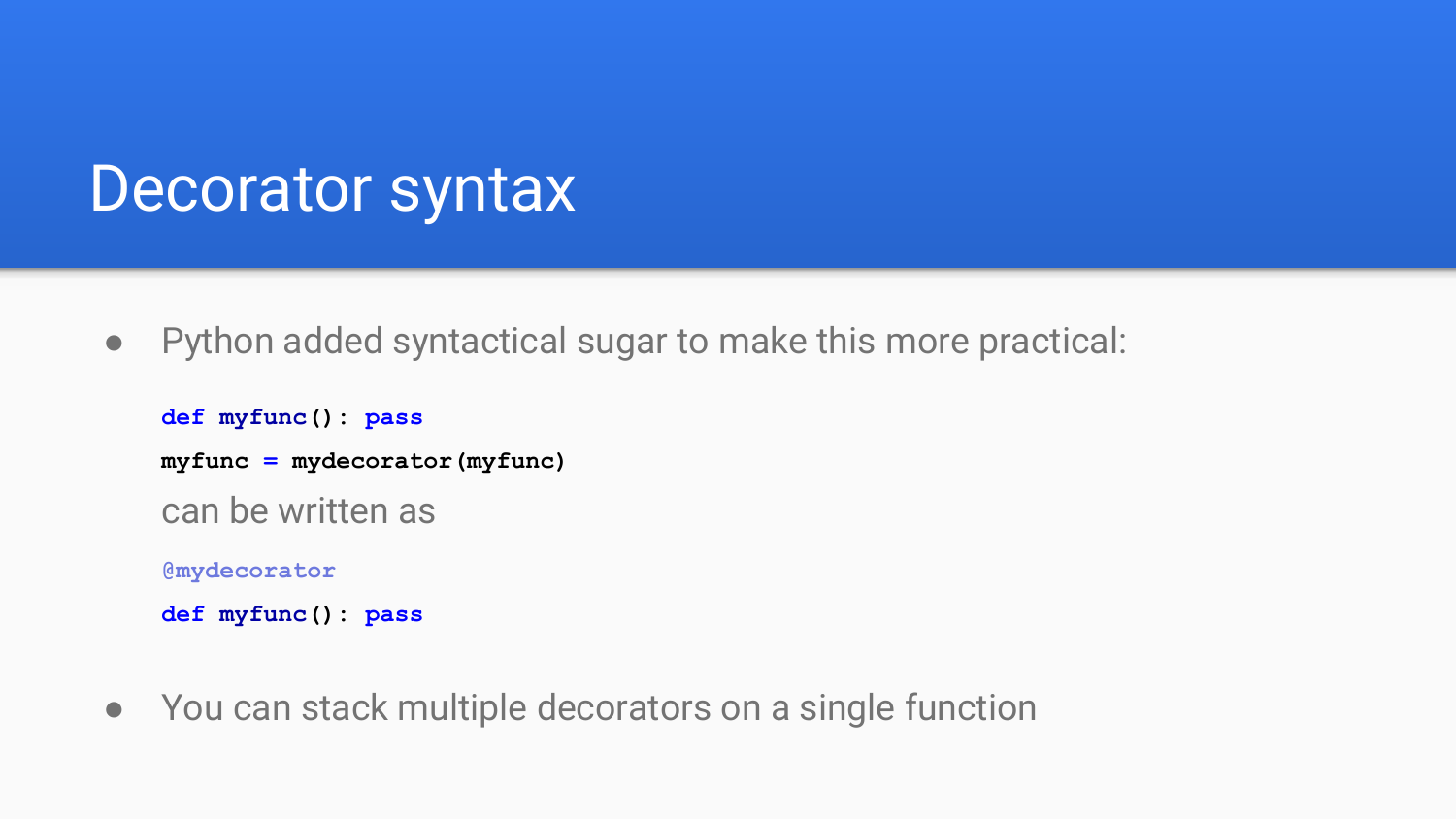# Decorator syntax

- Python added syntactical sugar to make this more practical:

  ```
  def myfunc(): pass
  myfunc = mydecorator(myfunc)
  ```

  can be written as

  ```
  @mydecorator
  def myfunc(): pass
  ```

- You can stack multiple decorators on a single function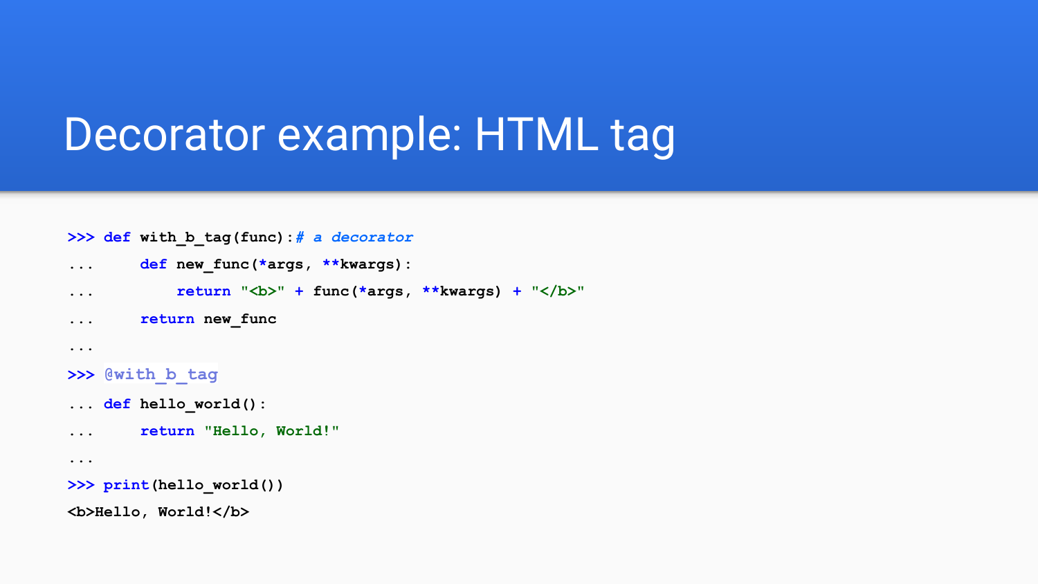# Decorator example: HTML tag

```
>>> def with_b_tag(func):# a decorator
...     def new_func(*args, **kwargs):
...         return "<b>" + func(*args, **kwargs) + "</b>"
...     return new_func
...
>>> @with_b_tag
... def hello_world():
...     return "Hello, World!"
...
>>> print(hello_world())
<b>Hello, World!</b>
```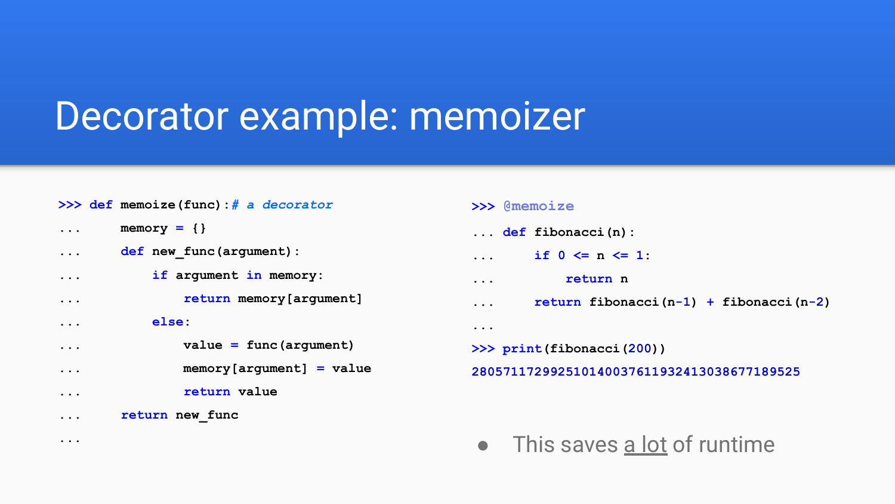# Decorator example: memoizer

```
>>> def memoize(func):# a decorator
...     memory = {}
...     def new_func(argument):
...         if argument in memory:
...             return memory[argument]
...         else:
...             value = func(argument)
...             memory[argument] = value
...             return value
...     return new_func
...
```

```
>>> @memoize
... def fibonacci(n):
...     if 0 <= n <= 1:
...         return n
...     return fibonacci(n-1) + fibonacci(n-2)
...
>>> print(fibonacci(200))
280571172992510140037611932413038677189525
```

- This saves a lot of runtime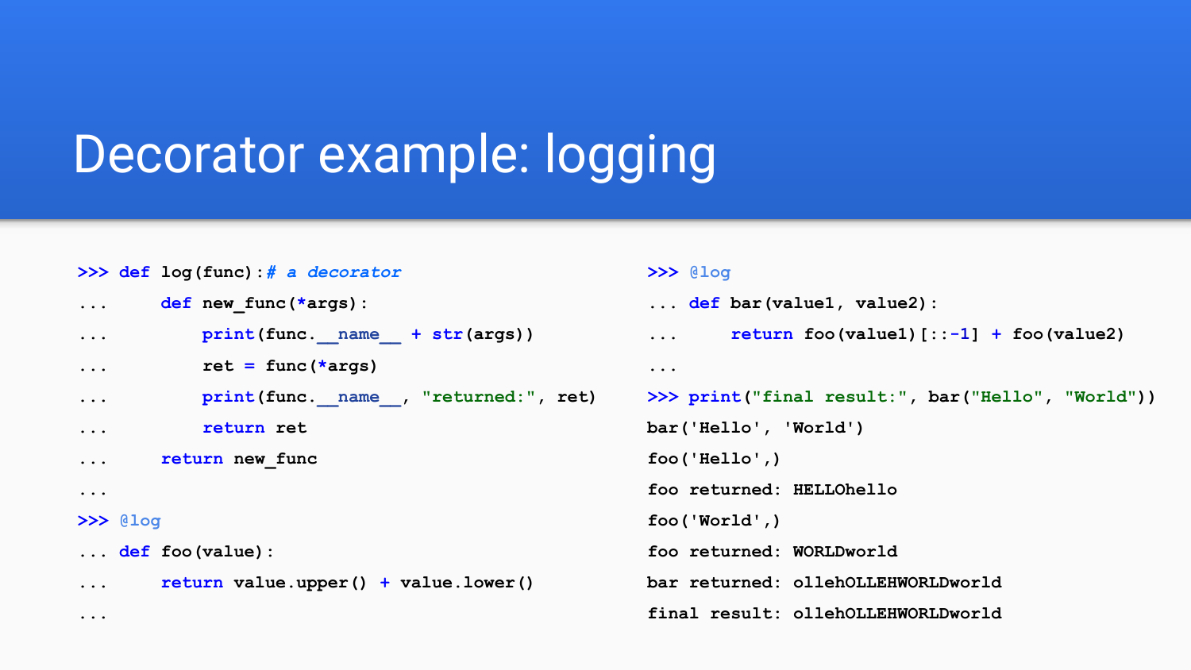# Decorator example: logging

```
>>> def log(func):# a decorator
...     def new_func(*args):
...         print(func.__name__ + str(args))
...         ret = func(*args)
...         print(func.__name__, "returned:", ret)
...         return ret
...     return new_func
...
>>> @log
... def foo(value):
...     return value.upper() + value.lower()
...
```

```
>>> @log
... def bar(value1, value2):
...     return foo(value1)[::-1] + foo(value2)
...
>>> print("final result:", bar("Hello", "World"))
bar('Hello', 'World')
foo('Hello',)
foo returned: HELLOhello
foo('World',)
foo returned: WORLDworld
bar returned: ollehOLLEHWORLDworld
final result: ollehOLLEHWORLDworld
```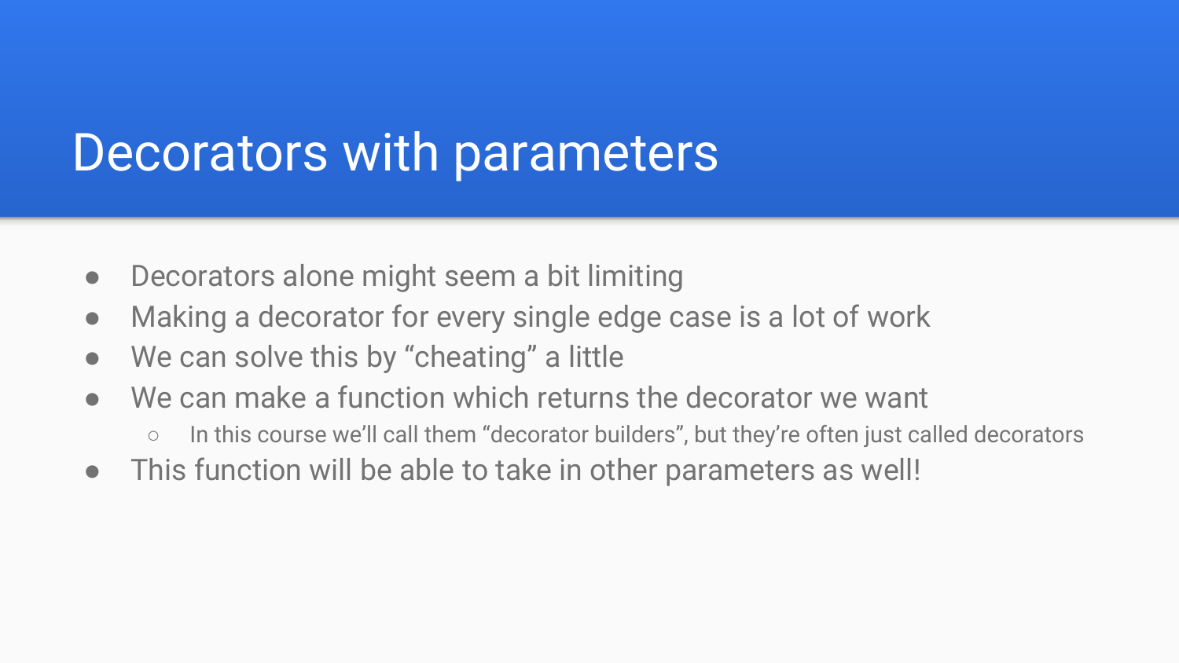# Decorators with parameters

- Decorators alone might seem a bit limiting
- Making a decorator for every single edge case is a lot of work
- We can solve this by “cheating” a little
- We can make a function which returns the decorator we want
  - In this course we’ll call them “decorator builders”, but they’re often just called decorators
- This function will be able to take in other parameters as well!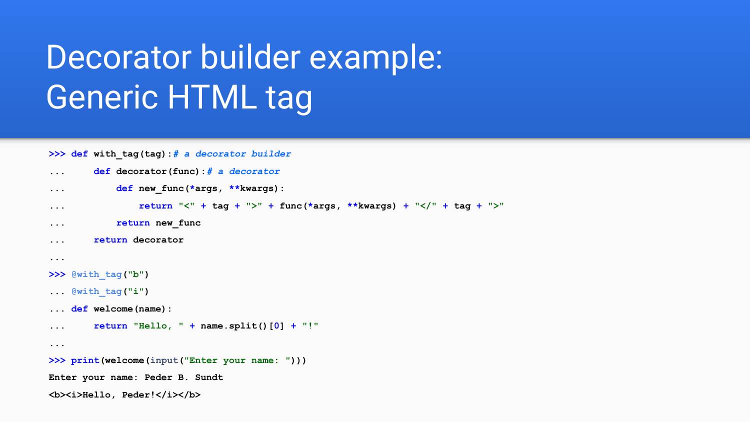# Decorator builder example: Generic HTML tag

```
>>> def with_tag(tag):# a decorator builder
...     def decorator(func):# a decorator
...         def new_func(*args, **kwargs):
...             return "<" + tag + ">" + func(*args, **kwargs) + "</" + tag + ">"
...         return new_func
...     return decorator
...
>>> @with_tag("b")
... @with_tag("i")
... def welcome(name):
...     return "Hello, " + name.split()[0] + "!"
...
>>> print(welcome(input("Enter your name: ")))
Enter your name: Peder B. Sundt
<b><i>Hello, Peder!</i></b>
```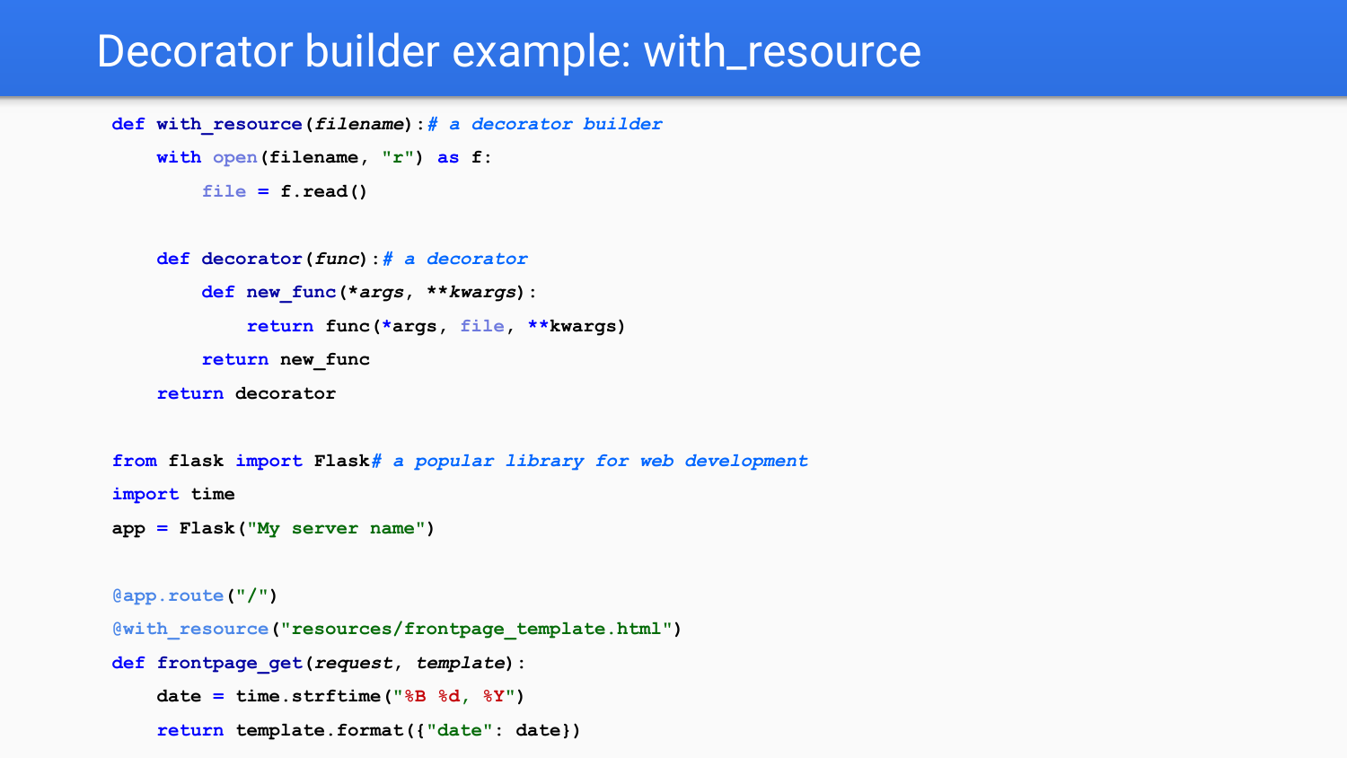# Decorator builder example: with_resource

```python
def with_resource(filename):# a decorator builder
    with open(filename, "r") as f:
        file = f.read()

    def decorator(func):# a decorator
        def new_func(*args, **kwargs):
            return func(*args, file, **kwargs)
        return new_func
    return decorator

from flask import Flask# a popular library for web development
import time
app = Flask("My server name")

@app.route("/")
@with_resource("resources/frontpage_template.html")
def frontpage_get(request, template):
    date = time.strftime("%B %d, %Y")
    return template.format({"date": date})
```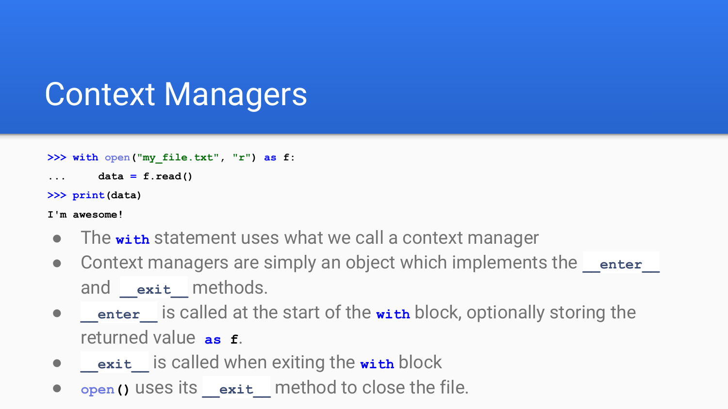# Context Managers

```
>>> with open("my_file.txt", "r") as f:
...     data = f.read()
>>> print(data)
I'm awesome!
```

- The `with` statement uses what we call a context manager
- Context managers are simply an object which implements the `__enter__` and `__exit__` methods.
- `__enter__` is called at the start of the `with` block, optionally storing the returned value `as f`.
- `__exit__` is called when exiting the `with` block
- `open()` uses its `__exit__` method to close the file.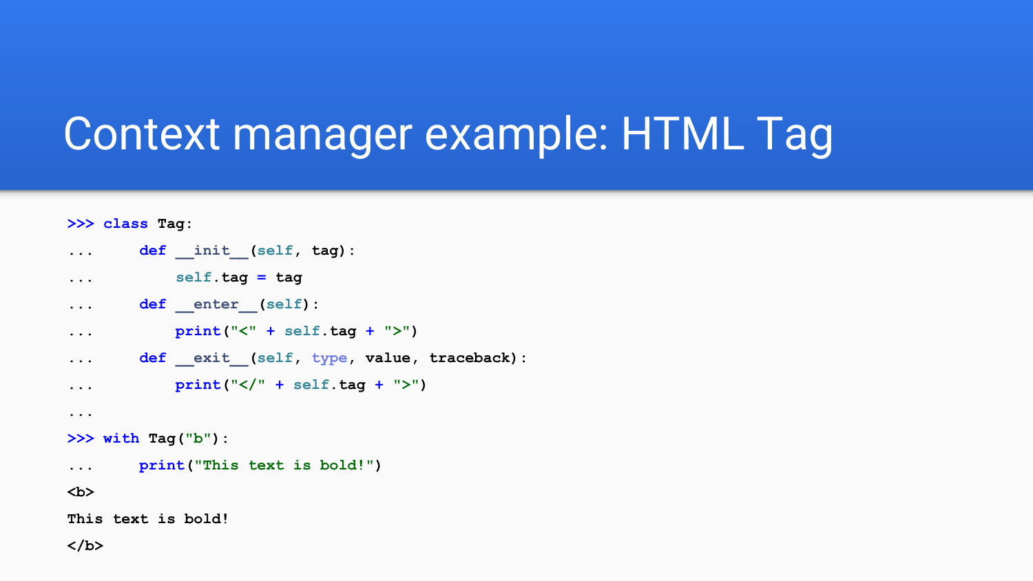# Context manager example: HTML Tag

```
>>> class Tag:
...     def __init__(self, tag):
...         self.tag = tag
...     def __enter__(self):
...         print("<" + self.tag + ">")
...     def __exit__(self, type, value, traceback):
...         print("</" + self.tag + ">")
...
>>> with Tag("b"):
...     print("This text is bold!")
<b>
This text is bold!
</b>
```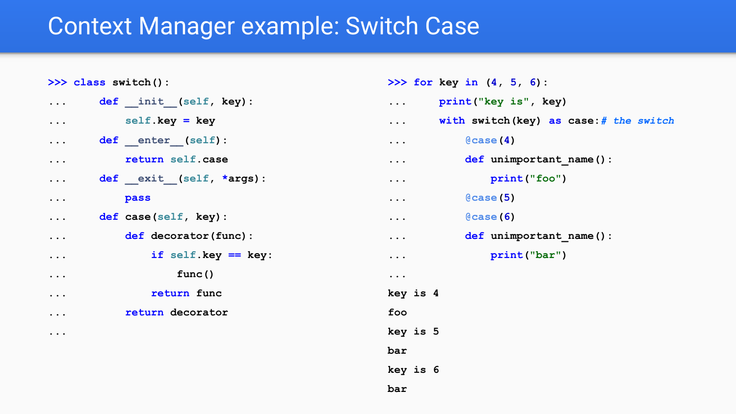# Context Manager example: Switch Case

```
>>> class switch():
...     def __init__(self, key):
...         self.key = key
...     def __enter__(self):
...         return self.case
...     def __exit__(self, *args):
...         pass
...     def case(self, key):
...         def decorator(func):
...             if self.key == key:
...                 func()
...             return func
...         return decorator
...
```

```
>>> for key in (4, 5, 6):
...     print("key is", key)
...     with switch(key) as case:# the switch
...         @case(4)
...         def unimportant_name():
...             print("foo")
...         @case(5)
...         @case(6)
...         def unimportant_name():
...             print("bar")
...
key is 4
foo
key is 5
bar
key is 6
bar
```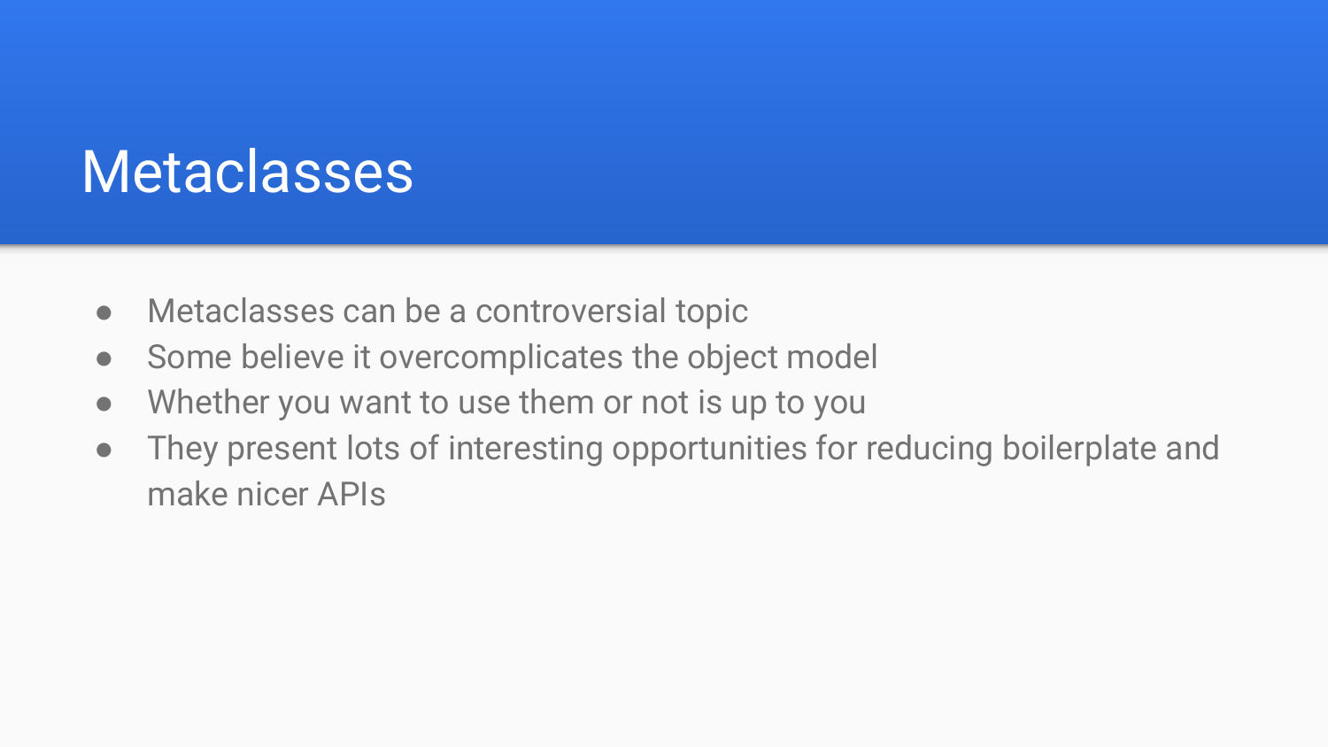# Metaclasses

- Metaclasses can be a controversial topic
- Some believe it overcomplicates the object model
- Whether you want to use them or not is up to you
- They present lots of interesting opportunities for reducing boilerplate and make nicer APIs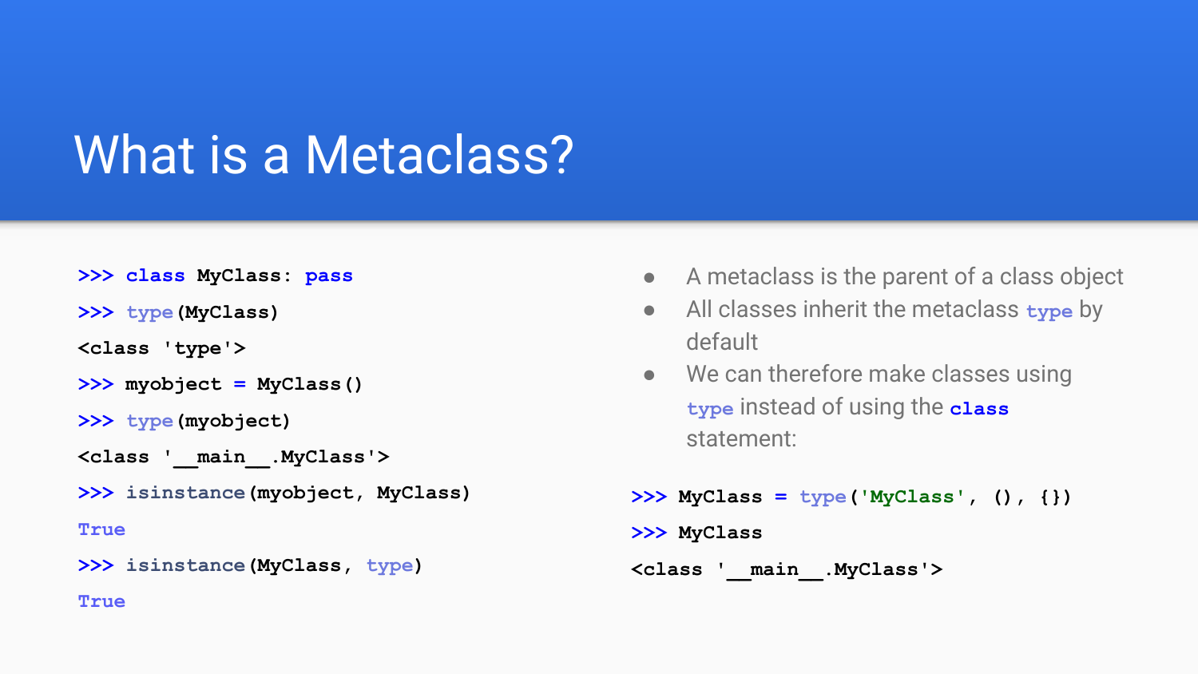# What is a Metaclass?

```
>>> class MyClass: pass
>>> type(MyClass)
<class 'type'>
>>> myobject = MyClass()
>>> type(myobject)
<class '__main__.MyClass'>
>>> isinstance(myobject, MyClass)
True
>>> isinstance(MyClass, type)
True
```

- A metaclass is the parent of a class object
- All classes inherit the metaclass `type` by default
- We can therefore make classes using `type` instead of using the `class` statement:

```
>>> MyClass = type('MyClass', (), {})
>>> MyClass
<class '__main__.MyClass'>
```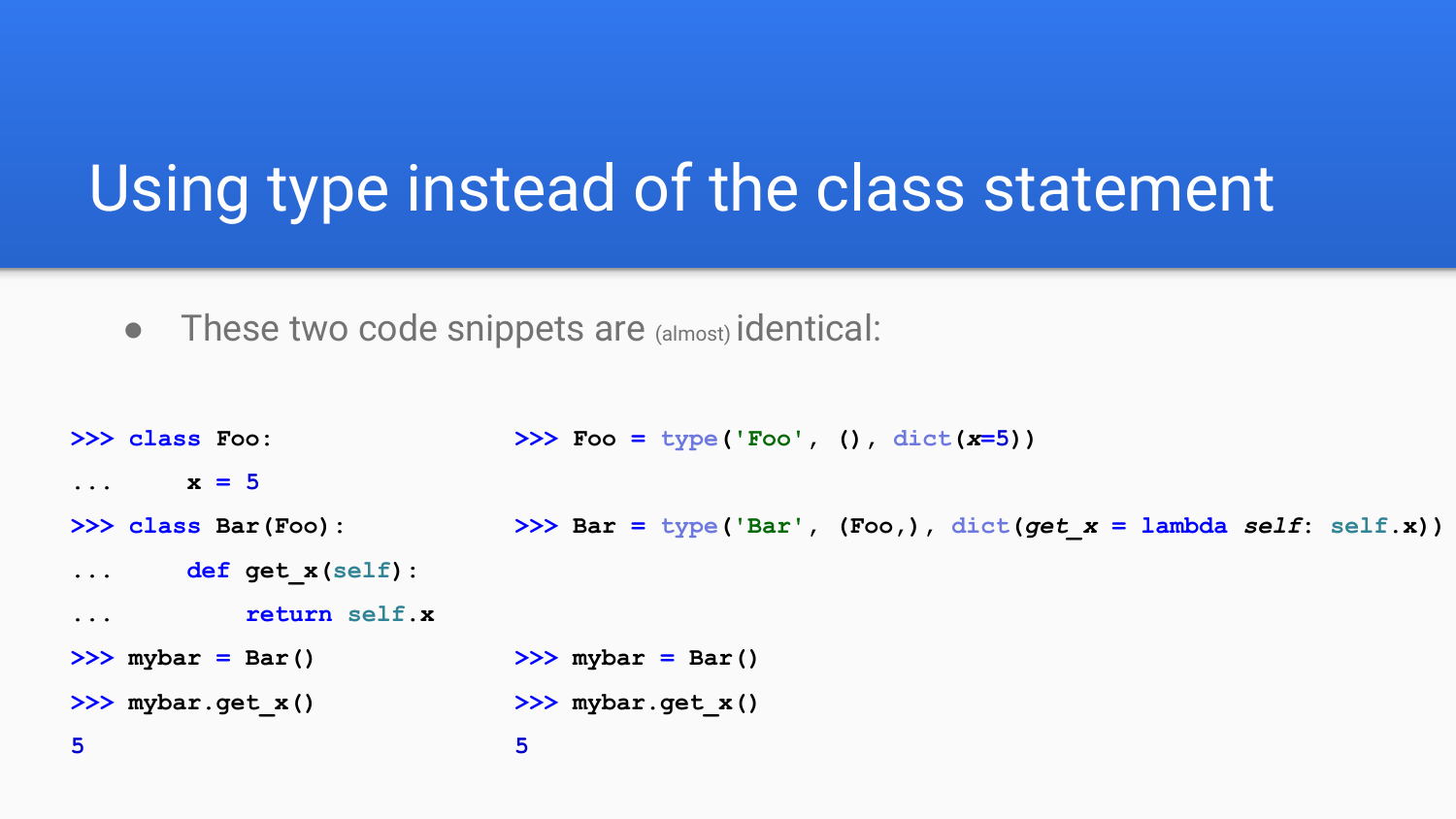# Using type instead of the class statement

- These two code snippets are (almost) identical:

```
>>> class Foo:
...     x = 5
>>> class Bar(Foo):
...     def get_x(self):
...         return self.x
>>> mybar = Bar()
>>> mybar.get_x()
5
```

```
>>> Foo = type('Foo', (), dict(x=5))
>>> Bar = type('Bar', (Foo,), dict(get_x = lambda self: self.x))
>>> mybar = Bar()
>>> mybar.get_x()
5
```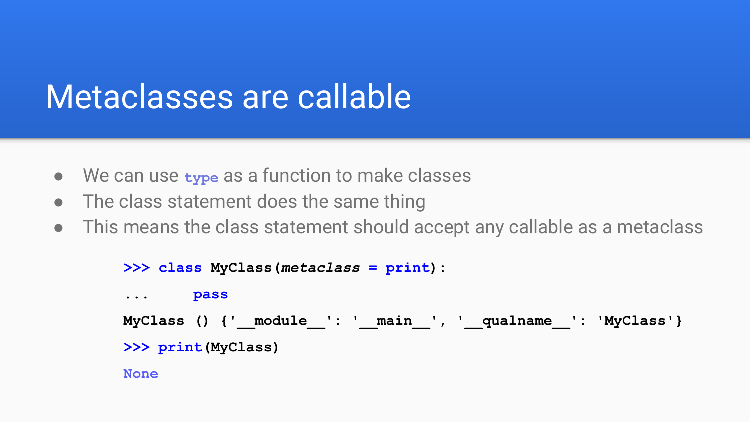# Metaclasses are callable

- We can use `type` as a function to make classes
- The class statement does the same thing
- This means the class statement should accept any callable as a metaclass

```
>>> class MyClass(metaclass = print):
...     pass
MyClass () {'__module__': '__main__', '__qualname__': 'MyClass'}
>>> print(MyClass)
None
```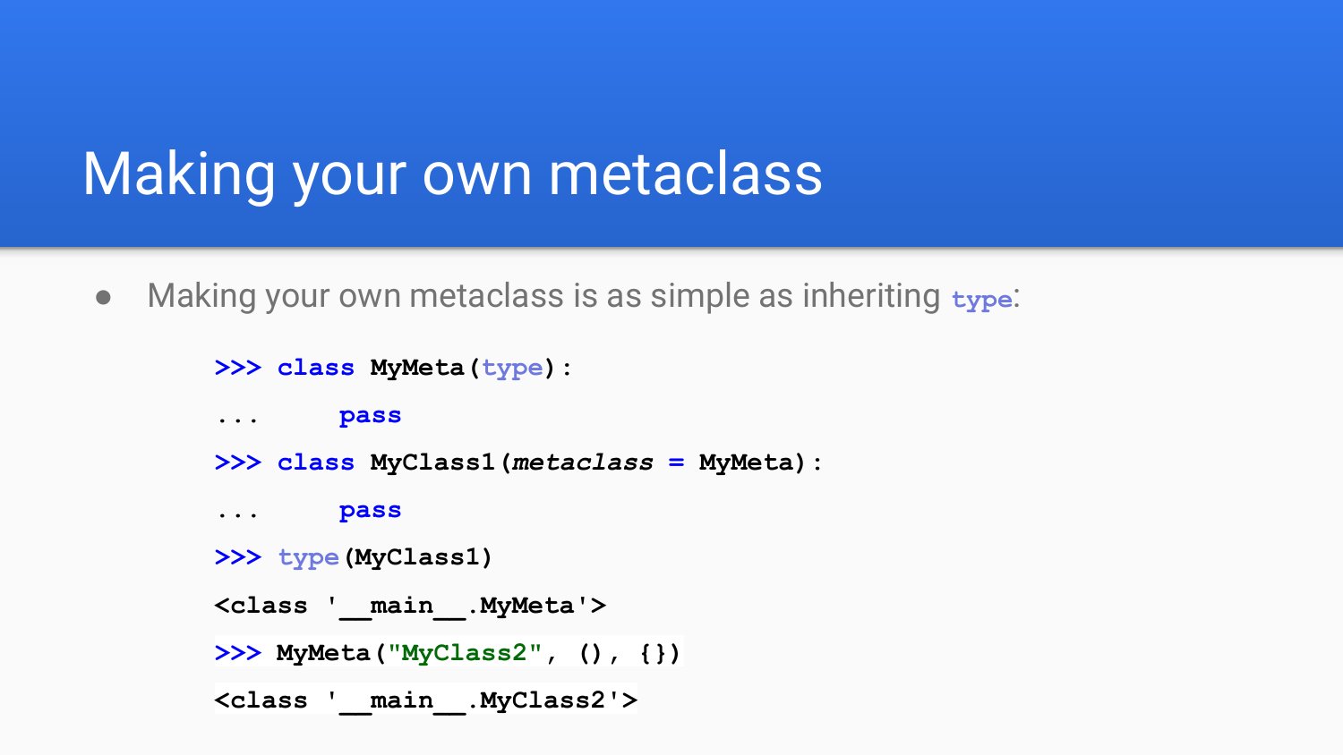# Making your own metaclass

- Making your own metaclass is as simple as inheriting `type`:

```
>>> class MyMeta(type):
...     pass
>>> class MyClass1(metaclass = MyMeta):
...     pass
>>> type(MyClass1)
<class '__main__.MyMeta'>
>>> MyMeta("MyClass2", (), {})
<class '__main__.MyClass2'>
```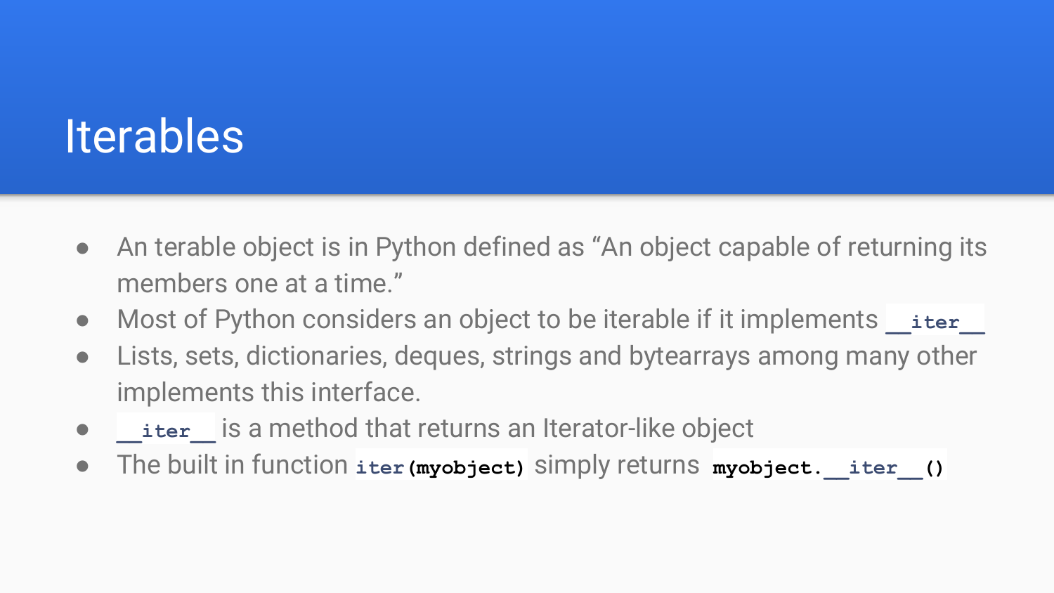# Iterables

- An terable object is in Python defined as "An object capable of returning its members one at a time."
- Most of Python considers an object to be iterable if it implements `__iter__`
- Lists, sets, dictionaries, deques, strings and bytearrays among many other implements this interface.
- `__iter__` is a method that returns an Iterator-like object
- The built in function `iter(myobject)` simply returns `myobject.__iter__()`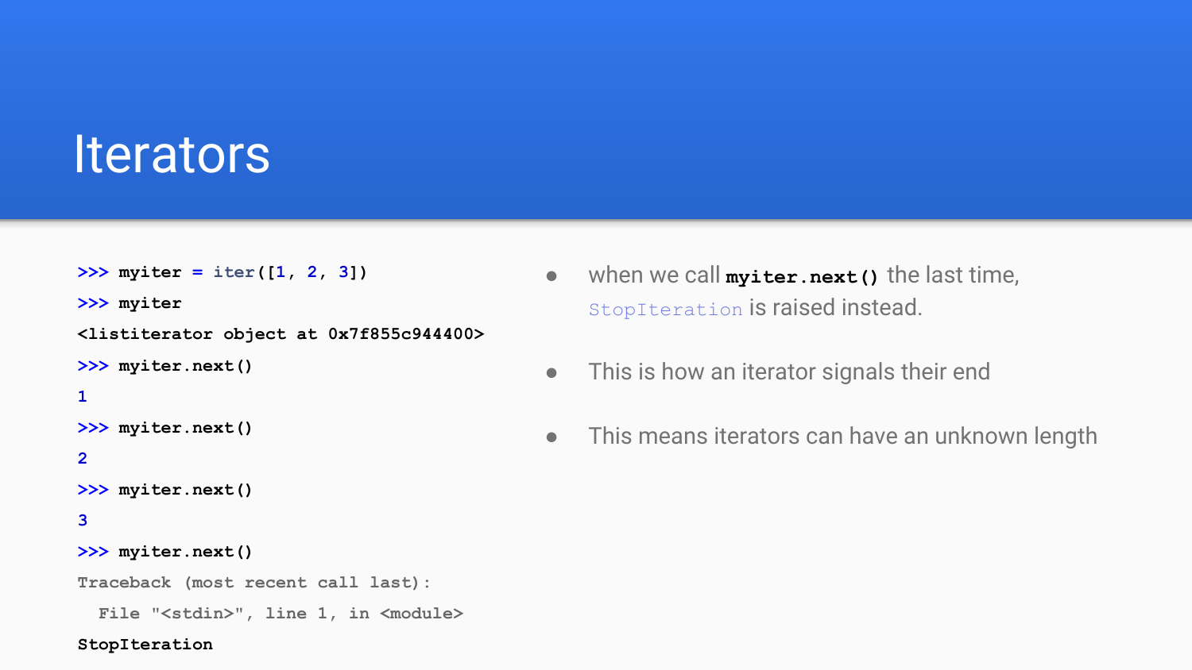# Iterators

```
>>> myiter = iter([1, 2, 3])
>>> myiter
<listiterator object at 0x7f855c944400>
>>> myiter.next()
1
>>> myiter.next()
2
>>> myiter.next()
3
>>> myiter.next()
Traceback (most recent call last):
  File "<stdin>", line 1, in <module>
StopIteration
```

- when we call **`myiter.next()`** the last time, `StopIteration` is raised instead.
- This is how an iterator signals their end
- This means iterators can have an unknown length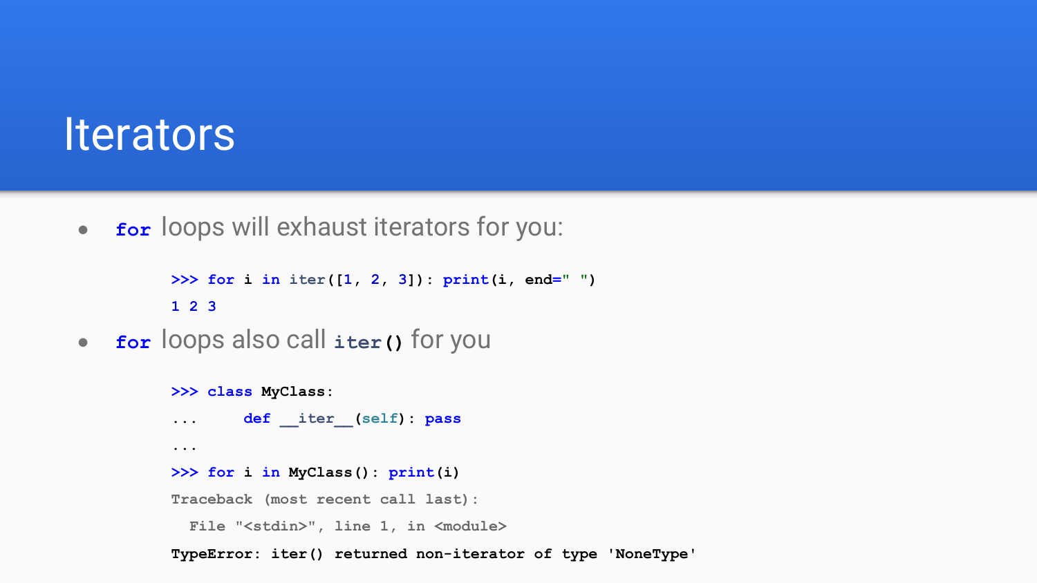# Iterators

- `for` loops will exhaust iterators for you:

```
>>> for i in iter([1, 2, 3]): print(i, end=" ")
1 2 3
```

- `for` loops also call `iter()` for you

```
>>> class MyClass:
...     def __iter__(self): pass
...
>>> for i in MyClass(): print(i)
Traceback (most recent call last):
  File "<stdin>", line 1, in <module>
TypeError: iter() returned non-iterator of type 'NoneType'
```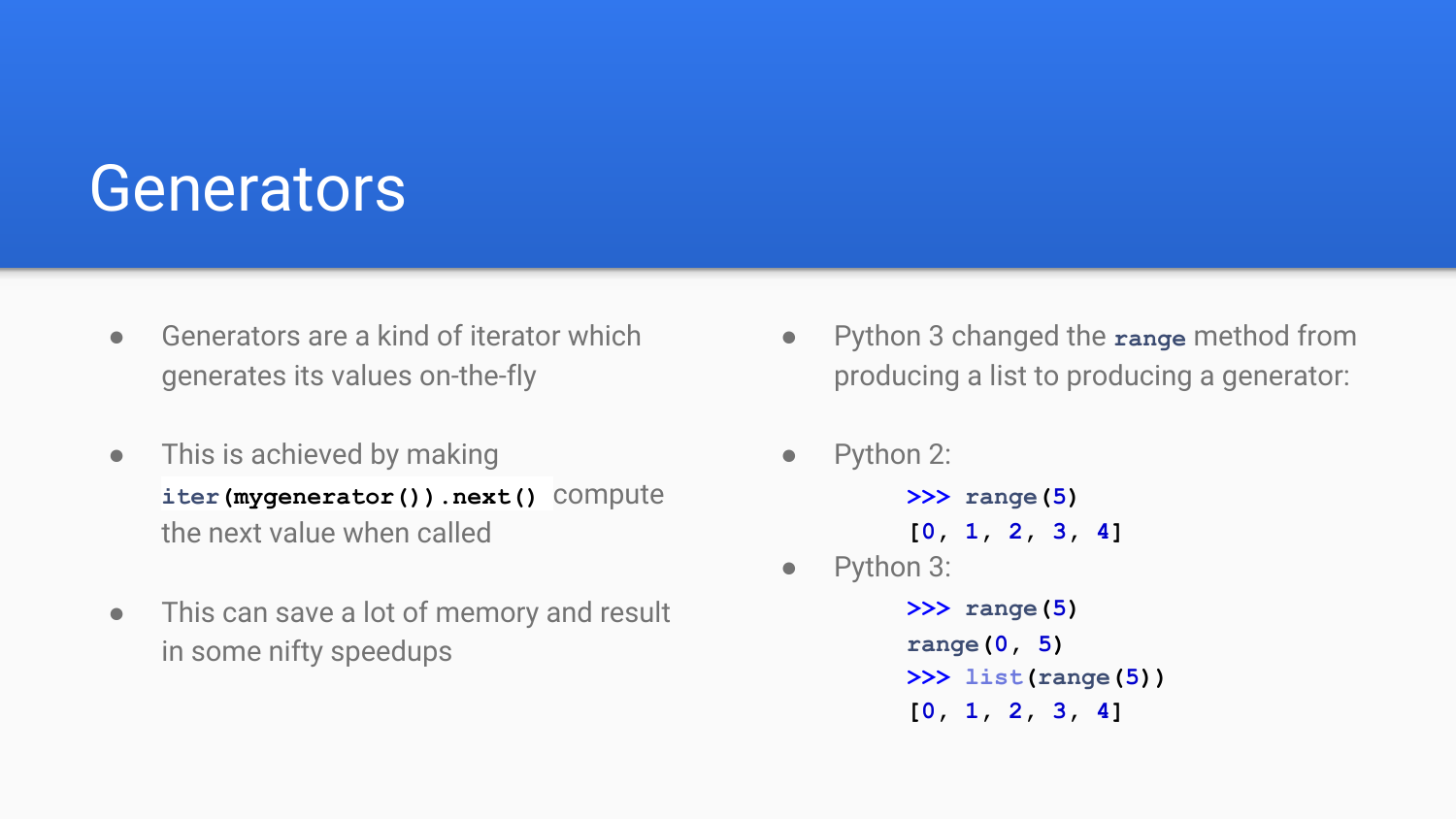# Generators

- Generators are a kind of iterator which generates its values on-the-fly
- This is achieved by making `iter(mygenerator()).next()` compute the next value when called
- This can save a lot of memory and result in some nifty speedups

- Python 3 changed the `range` method from producing a list to producing a generator:
- Python 2:

```
>>> range(5)
[0, 1, 2, 3, 4]
```

- Python 3:

```
>>> range(5)
range(0, 5)
>>> list(range(5))
[0, 1, 2, 3, 4]
```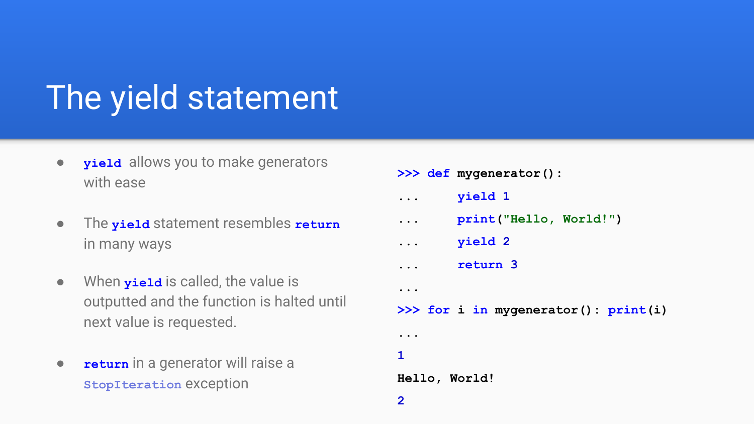# The yield statement

- `yield` allows you to make generators with ease
- The `yield` statement resembles `return` in many ways
- When `yield` is called, the value is outputted and the function is halted until next value is requested.
- `return` in a generator will raise a `StopIteration` exception

```
>>> def mygenerator():
...     yield 1
...     print("Hello, World!")
...     yield 2
...     return 3
...
>>> for i in mygenerator(): print(i)
...
1
Hello, World!
2
```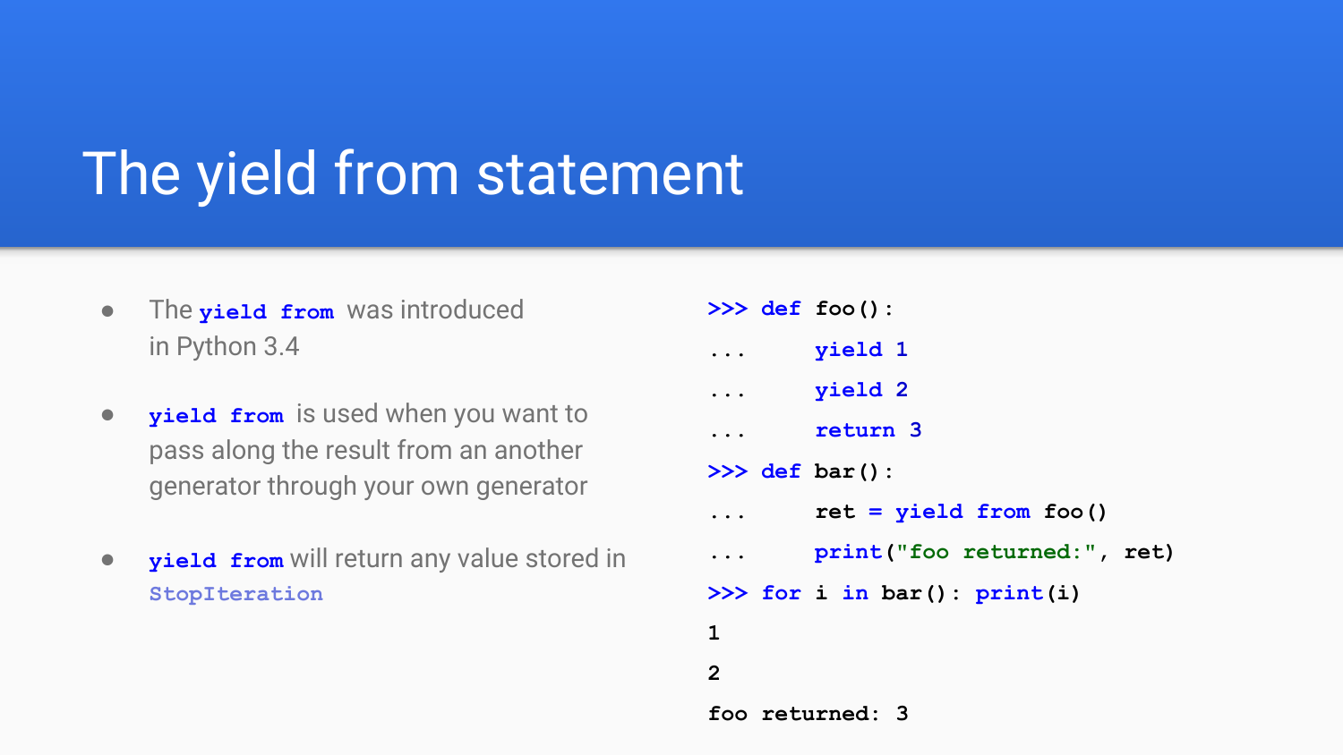# The yield from statement

- The `yield from` was introduced in Python 3.4
- `yield from` is used when you want to pass along the result from an another generator through your own generator
- `yield from` will return any value stored in `StopIteration`

```
>>> def foo():
...     yield 1
...     yield 2
...     return 3
>>> def bar():
...     ret = yield from foo()
...     print("foo returned:", ret)
>>> for i in bar(): print(i)
1
2
foo returned: 3
```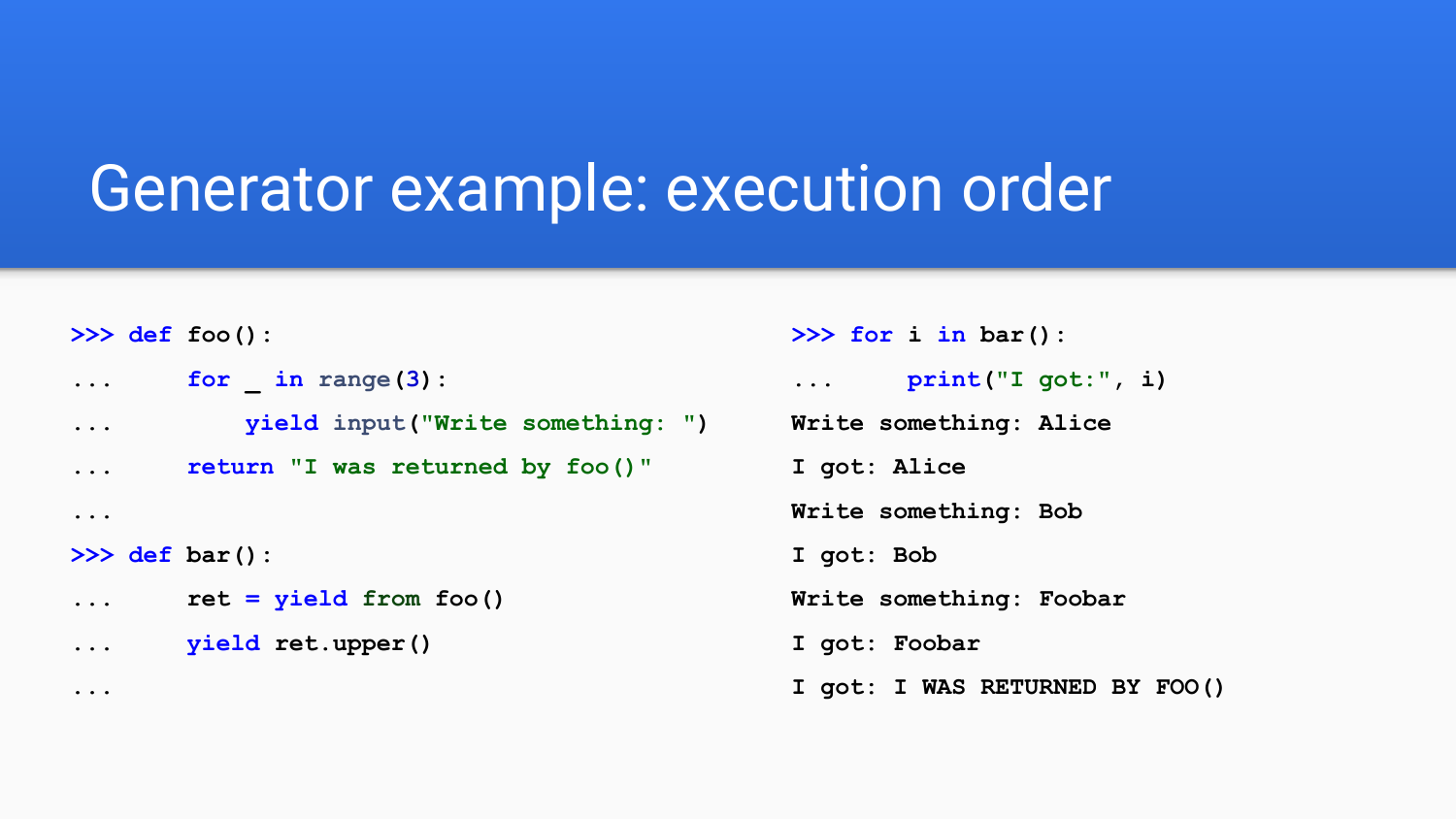# Generator example: execution order

```
>>> def foo():
...     for _ in range(3):
...         yield input("Write something: ")
...     return "I was returned by foo()"
...
>>> def bar():
...     ret = yield from foo()
...     yield ret.upper()
...
```

```
>>> for i in bar():
...     print("I got:", i)
Write something: Alice
I got: Alice
Write something: Bob
I got: Bob
Write something: Foobar
I got: Foobar
I got: I WAS RETURNED BY FOO()
```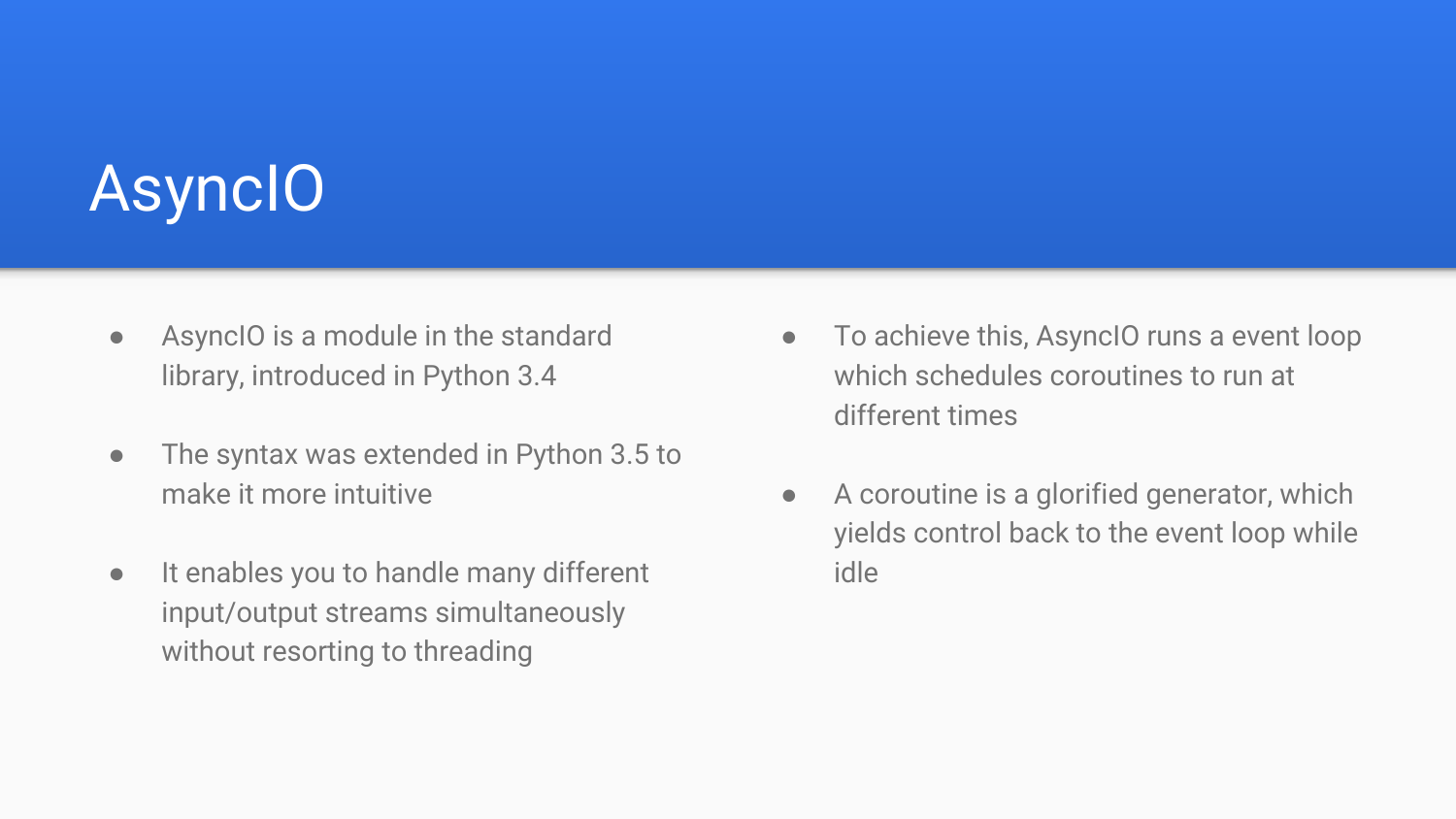# AsyncIO

- AsyncIO is a module in the standard library, introduced in Python 3.4
- The syntax was extended in Python 3.5 to make it more intuitive
- It enables you to handle many different input/output streams simultaneously without resorting to threading
- To achieve this, AsyncIO runs a event loop which schedules coroutines to run at different times
- A coroutine is a glorified generator, which yields control back to the event loop while idle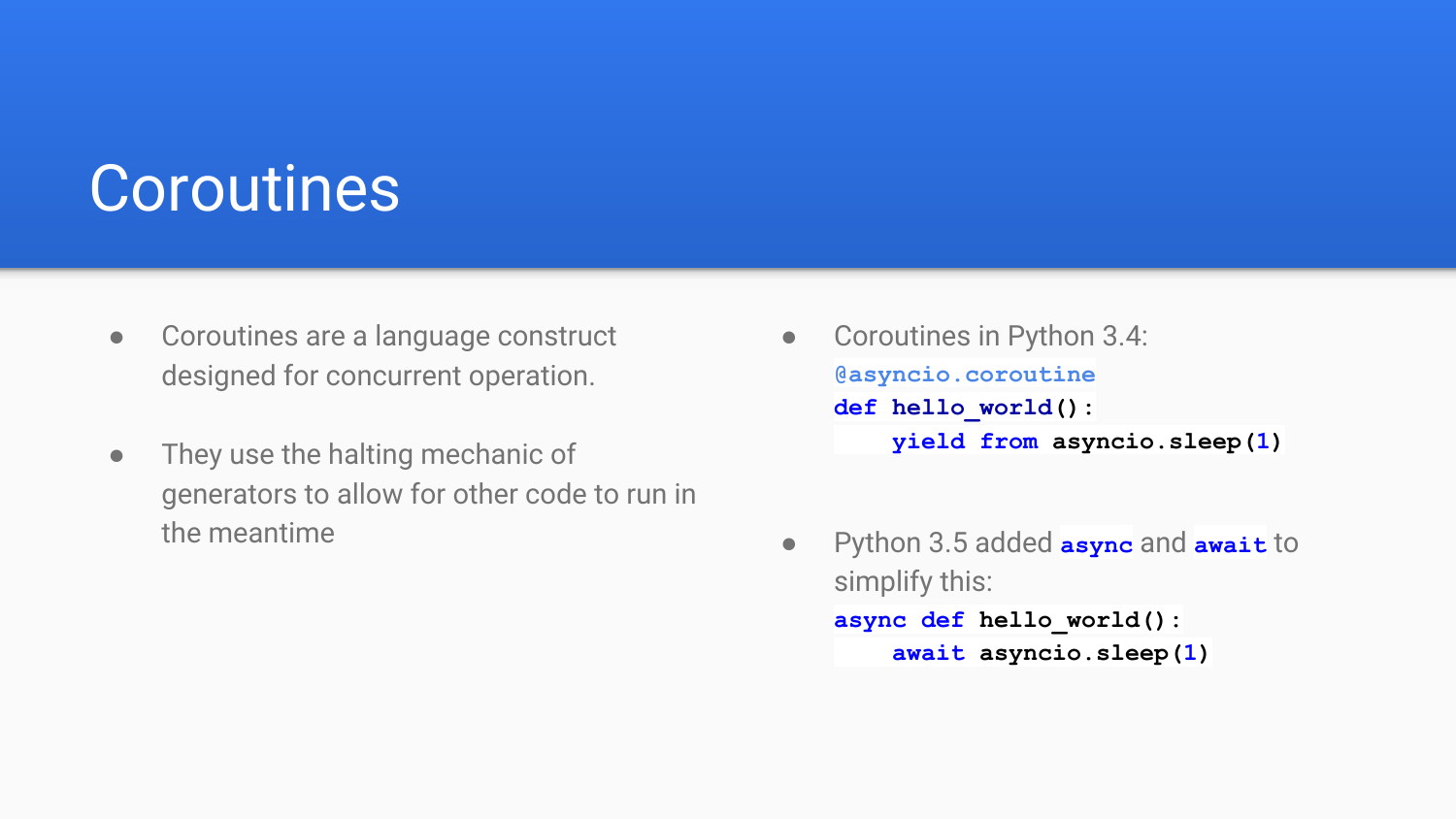# Coroutines

- Coroutines are a language construct designed for concurrent operation.
- They use the halting mechanic of generators to allow for other code to run in the meantime

- Coroutines in Python 3.4:

```
@asyncio.coroutine
def hello_world():
    yield from asyncio.sleep(1)
```

- Python 3.5 added `async` and `await` to simplify this:

```
async def hello_world():
    await asyncio.sleep(1)
```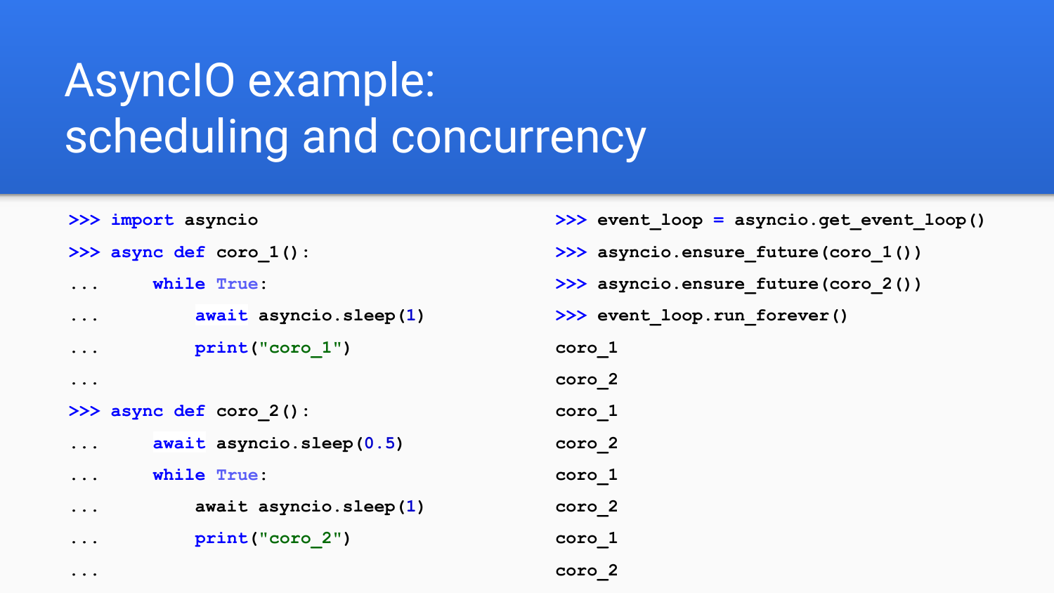# AsyncIO example: scheduling and concurrency

```
>>> import asyncio
>>> async def coro_1():
...     while True:
...         await asyncio.sleep(1)
...         print("coro_1")
...
>>> async def coro_2():
...     await asyncio.sleep(0.5)
...     while True:
...         await asyncio.sleep(1)
...         print("coro_2")
...
```

```
>>> event_loop = asyncio.get_event_loop()
>>> asyncio.ensure_future(coro_1())
>>> asyncio.ensure_future(coro_2())
>>> event_loop.run_forever()
coro_1
coro_2
coro_1
coro_2
coro_1
coro_2
coro_1
coro_2
```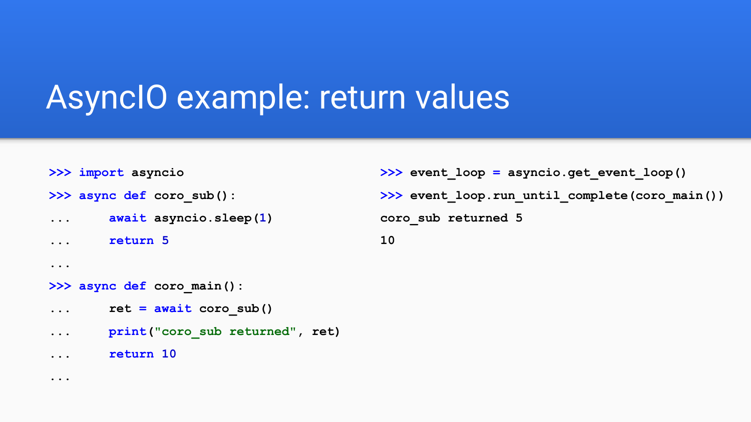# AsyncIO example: return values

```
>>> import asyncio
>>> async def coro_sub():
...     await asyncio.sleep(1)
...     return 5
...
>>> async def coro_main():
...     ret = await coro_sub()
...     print("coro_sub returned", ret)
...     return 10
...
```

```
>>> event_loop = asyncio.get_event_loop()
>>> event_loop.run_until_complete(coro_main())
coro_sub returned 5
10
```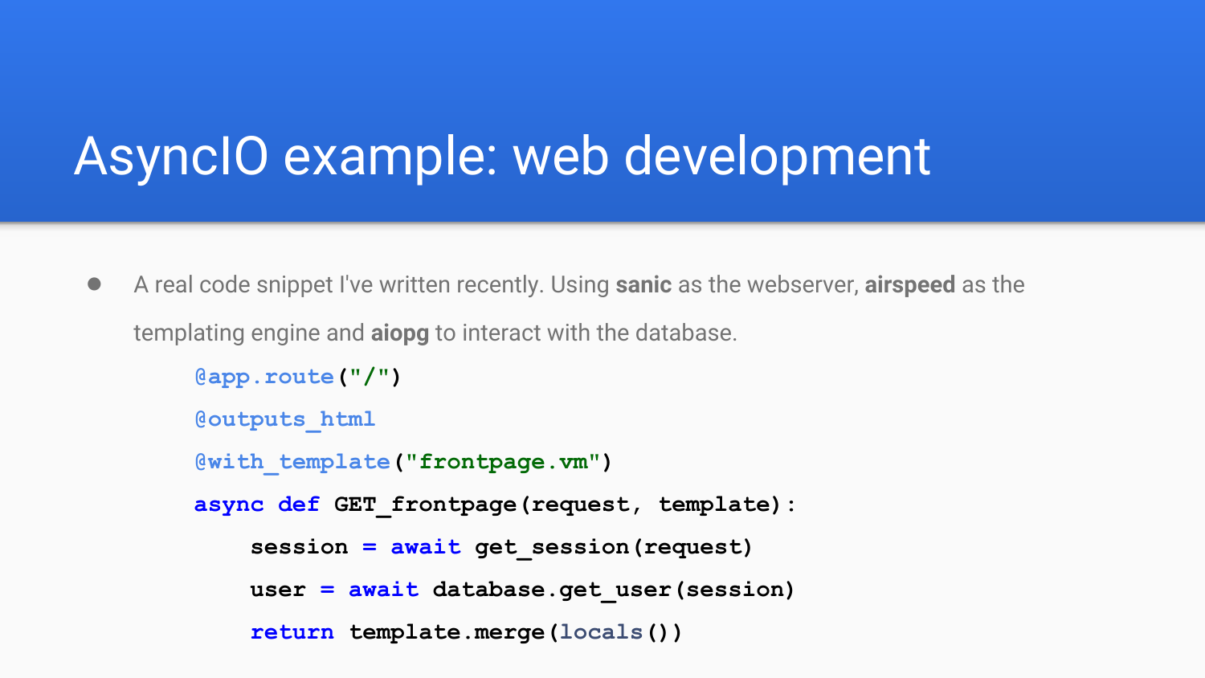# AsyncIO example: web development

- A real code snippet I've written recently. Using **sanic** as the webserver, **airspeed** as the templating engine and **aiopg** to interact with the database.

```python
@app.route("/")
@outputs_html
@with_template("frontpage.vm")
async def GET_frontpage(request, template):
    session = await get_session(request)
    user = await database.get_user(session)
    return template.merge(locals())
```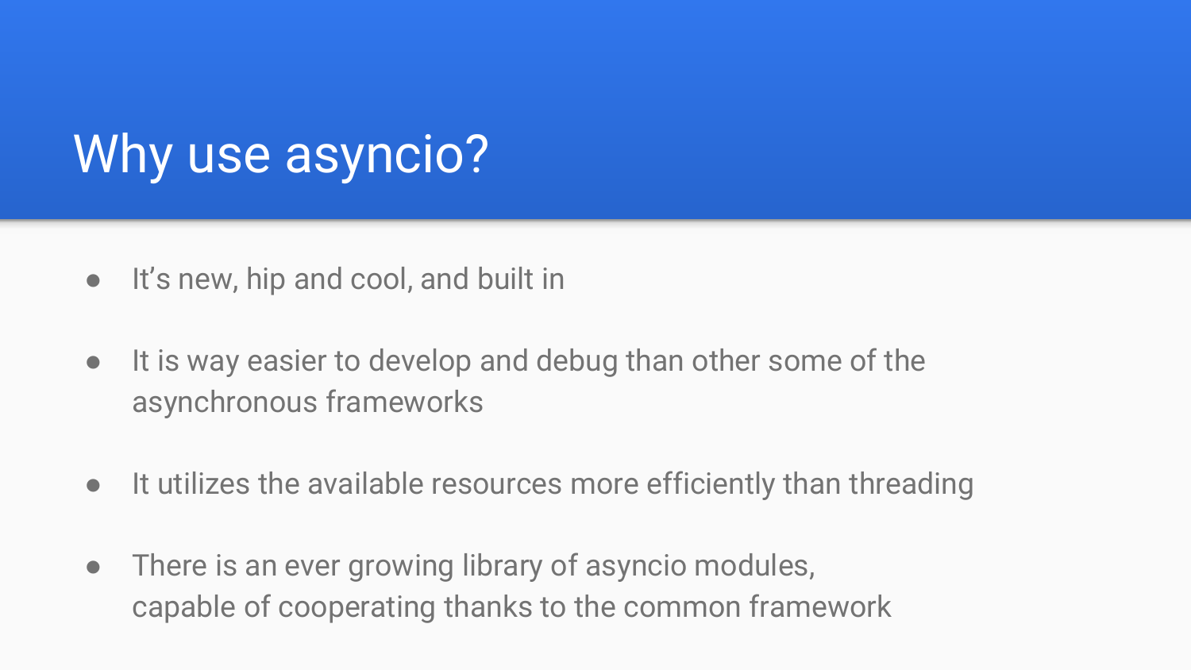# Why use asyncio?

- It’s new, hip and cool, and built in
- It is way easier to develop and debug than other some of the asynchronous frameworks
- It utilizes the available resources more efficiently than threading
- There is an ever growing library of asyncio modules, capable of cooperating thanks to the common framework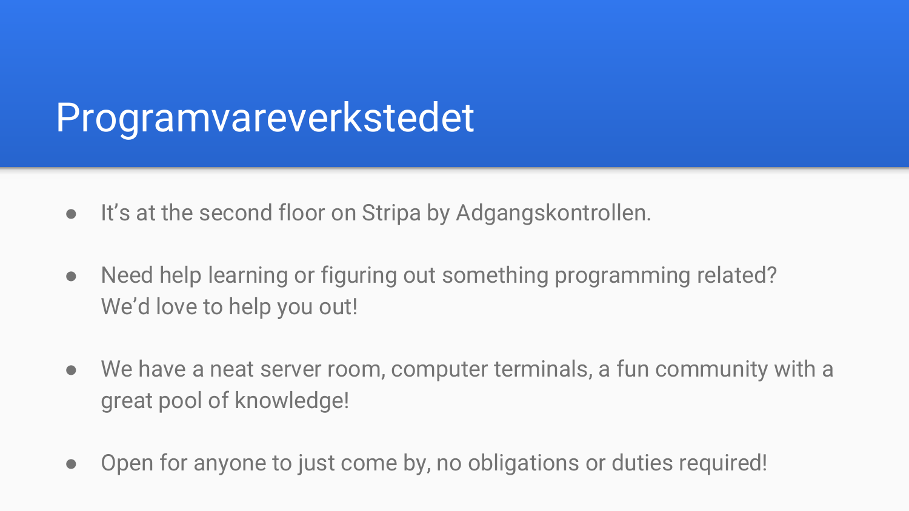# Programvareverkstedet

- It’s at the second floor on Stripa by Adgangskontrollen.
- Need help learning or figuring out something programming related? We’d love to help you out!
- We have a neat server room, computer terminals, a fun community with a great pool of knowledge!
- Open for anyone to just come by, no obligations or duties required!